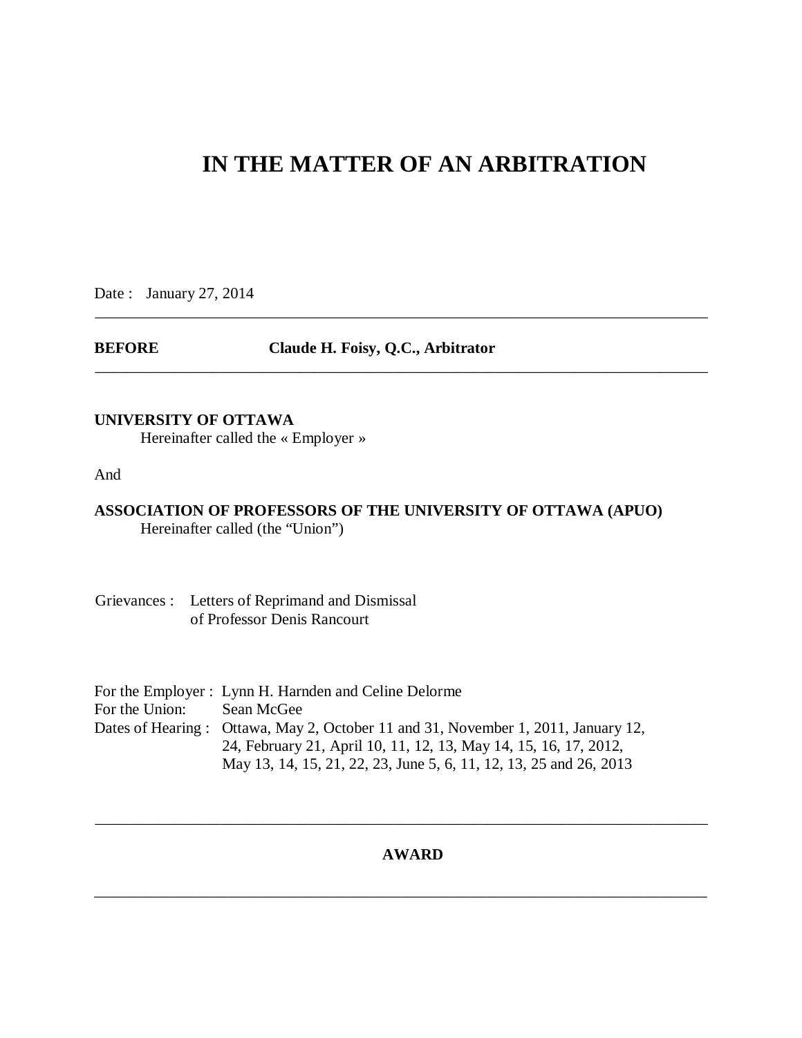# IN THE MATTER OF AN ARBITRATION

Date : January 27, 2014

---

**BEFORE** **Claude H. Foisy, Q.C., Arbitrator**

---

**UNIVERSITY OF OTTAWA**
Hereinafter called the « Employer »

And

**ASSOCIATION OF PROFESSORS OF THE UNIVERSITY OF OTTAWA (APUO)**
Hereinafter called (the "Union")

Grievances : Letters of Reprimand and Dismissal
of Professor Denis Rancourt

For the Employer : Lynn H. Harnden and Celine Delorme
For the Union: Sean McGee
Dates of Hearing : Ottawa, May 2, October 11 and 31, November 1, 2011, January 12, 24, February 21, April 10, 11, 12, 13, May 14, 15, 16, 17, 2012, May 13, 14, 15, 21, 22, 23, June 5, 6, 11, 12, 13, 25 and 26, 2013

---

**AWARD**

---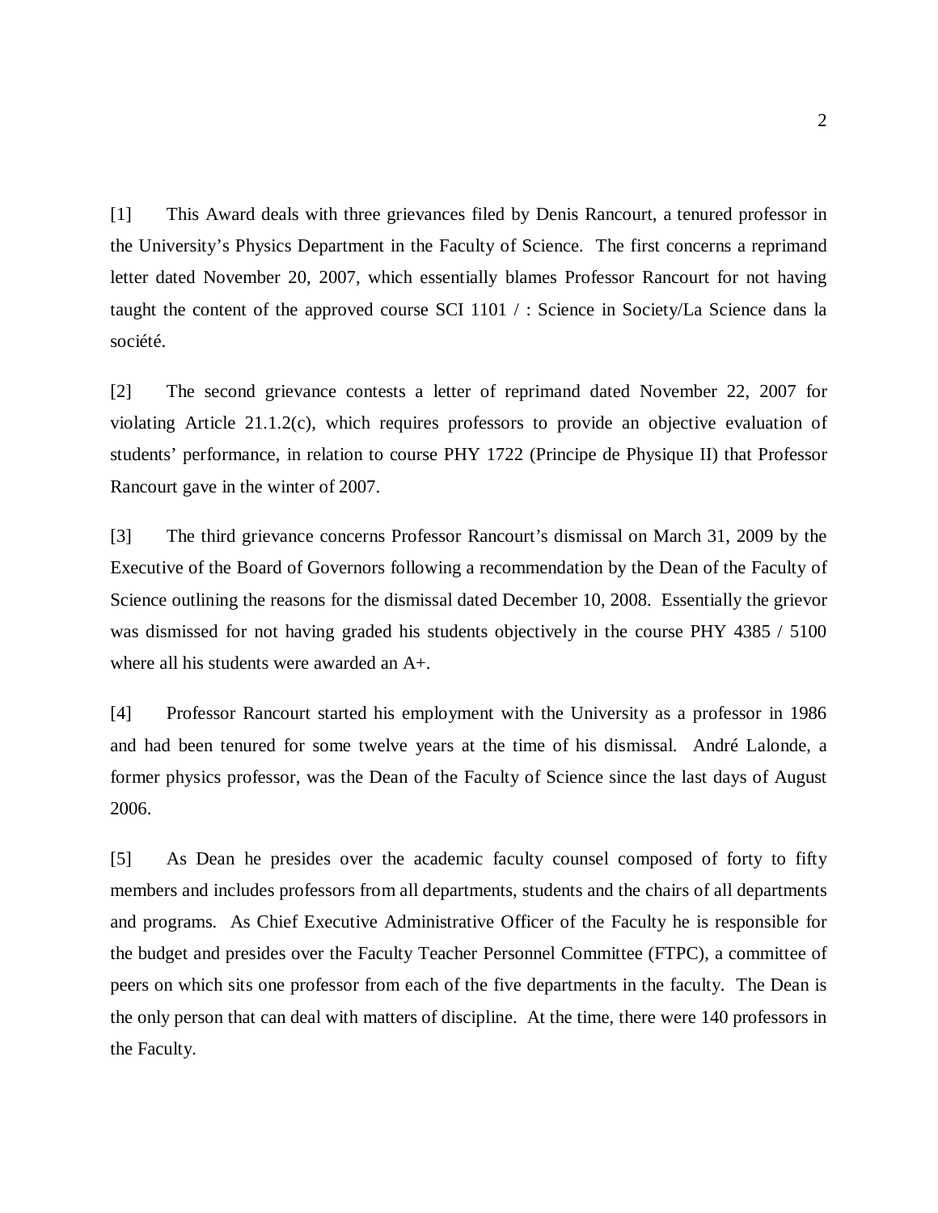[1] This Award deals with three grievances filed by Denis Rancourt, a tenured professor in the University's Physics Department in the Faculty of Science. The first concerns a reprimand letter dated November 20, 2007, which essentially blames Professor Rancourt for not having taught the content of the approved course SCI 1101 / : Science in Society/La Science dans la société.

[2] The second grievance contests a letter of reprimand dated November 22, 2007 for violating Article 21.1.2(c), which requires professors to provide an objective evaluation of students' performance, in relation to course PHY 1722 (Principe de Physique II) that Professor Rancourt gave in the winter of 2007.

[3] The third grievance concerns Professor Rancourt's dismissal on March 31, 2009 by the Executive of the Board of Governors following a recommendation by the Dean of the Faculty of Science outlining the reasons for the dismissal dated December 10, 2008. Essentially the grievor was dismissed for not having graded his students objectively in the course PHY 4385 / 5100 where all his students were awarded an A+.

[4] Professor Rancourt started his employment with the University as a professor in 1986 and had been tenured for some twelve years at the time of his dismissal. André Lalonde, a former physics professor, was the Dean of the Faculty of Science since the last days of August 2006.

[5] As Dean he presides over the academic faculty counsel composed of forty to fifty members and includes professors from all departments, students and the chairs of all departments and programs. As Chief Executive Administrative Officer of the Faculty he is responsible for the budget and presides over the Faculty Teacher Personnel Committee (FTPC), a committee of peers on which sits one professor from each of the five departments in the faculty. The Dean is the only person that can deal with matters of discipline. At the time, there were 140 professors in the Faculty.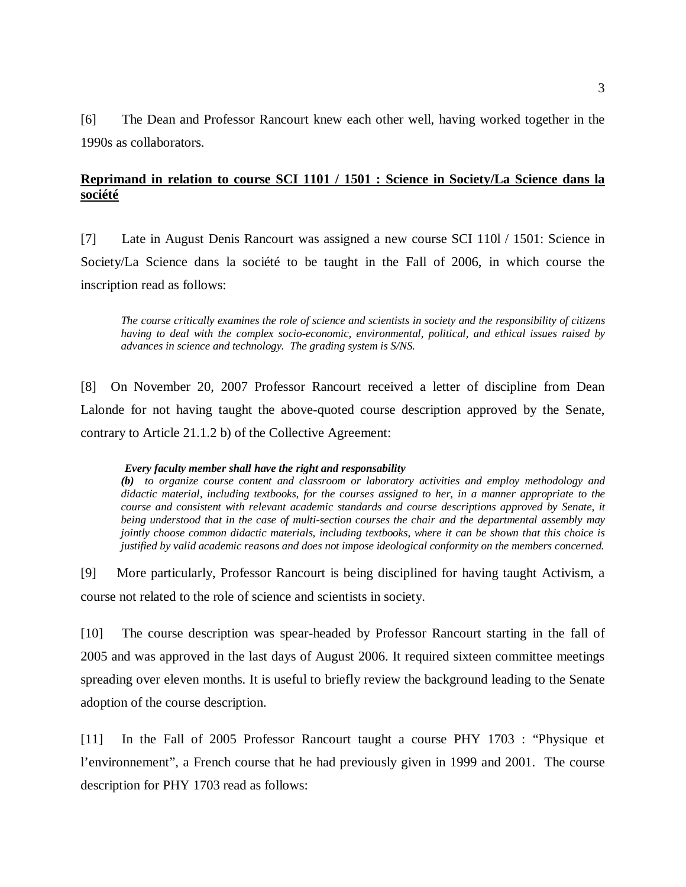[6] The Dean and Professor Rancourt knew each other well, having worked together in the 1990s as collaborators.

**<u>Reprimand in relation to course SCI 1101 / 1501 : Science in Society/La Science dans la société</u>**

[7] Late in August Denis Rancourt was assigned a new course SCI 110l / 1501: Science in Society/La Science dans la société to be taught in the Fall of 2006, in which course the inscription read as follows:

> *The course critically examines the role of science and scientists in society and the responsibility of citizens having to deal with the complex socio-economic, environmental, political, and ethical issues raised by advances in science and technology. The grading system is S/NS.*

[8] On November 20, 2007 Professor Rancourt received a letter of discipline from Dean Lalonde for not having taught the above-quoted course description approved by the Senate, contrary to Article 21.1.2 b) of the Collective Agreement:

> ***Every faculty member shall have the right and responsability***
> ***(b)*** *to organize course content and classroom or laboratory activities and employ methodology and didactic material, including textbooks, for the courses assigned to her, in a manner appropriate to the course and consistent with relevant academic standards and course descriptions approved by Senate, it being understood that in the case of multi-section courses the chair and the departmental assembly may jointly choose common didactic materials, including textbooks, where it can be shown that this choice is justified by valid academic reasons and does not impose ideological conformity on the members concerned.*

[9] More particularly, Professor Rancourt is being disciplined for having taught Activism, a course not related to the role of science and scientists in society.

[10] The course description was spear-headed by Professor Rancourt starting in the fall of 2005 and was approved in the last days of August 2006. It required sixteen committee meetings spreading over eleven months. It is useful to briefly review the background leading to the Senate adoption of the course description.

[11] In the Fall of 2005 Professor Rancourt taught a course PHY 1703 : "Physique et l'environnement", a French course that he had previously given in 1999 and 2001. The course description for PHY 1703 read as follows: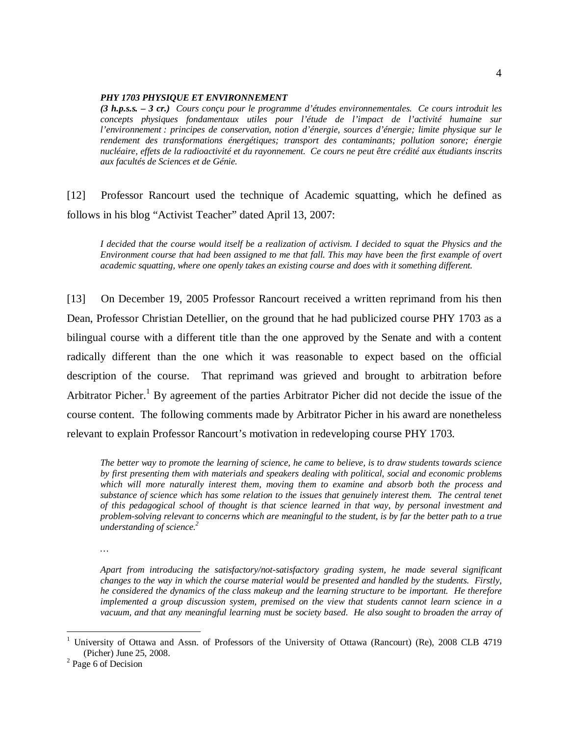***PHY 1703 PHYSIQUE ET ENVIRONNEMENT***

***(3 h.p.s.s. – 3 cr.)*** *Cours conçu pour le programme d'études environnementales. Ce cours introduit les concepts physiques fondamentaux utiles pour l'étude de l'impact de l'activité humaine sur l'environnement : principes de conservation, notion d'énergie, sources d'énergie; limite physique sur le rendement des transformations énergétiques; transport des contaminants; pollution sonore; énergie nucléaire, effets de la radioactivité et du rayonnement. Ce cours ne peut être crédité aux étudiants inscrits aux facultés de Sciences et de Génie.*

[12] Professor Rancourt used the technique of Academic squatting, which he defined as follows in his blog "Activist Teacher" dated April 13, 2007:

> *I decided that the course would itself be a realization of activism. I decided to squat the Physics and the Environment course that had been assigned to me that fall. This may have been the first example of overt academic squatting, where one openly takes an existing course and does with it something different.*

[13] On December 19, 2005 Professor Rancourt received a written reprimand from his then Dean, Professor Christian Detellier, on the ground that he had publicized course PHY 1703 as a bilingual course with a different title than the one approved by the Senate and with a content radically different than the one which it was reasonable to expect based on the official description of the course. That reprimand was grieved and brought to arbitration before Arbitrator Picher.[1] By agreement of the parties Arbitrator Picher did not decide the issue of the course content. The following comments made by Arbitrator Picher in his award are nonetheless relevant to explain Professor Rancourt's motivation in redeveloping course PHY 1703.

> *The better way to promote the learning of science, he came to believe, is to draw students towards science by first presenting them with materials and speakers dealing with political, social and economic problems which will more naturally interest them, moving them to examine and absorb both the process and substance of science which has some relation to the issues that genuinely interest them. The central tenet of this pedagogical school of thought is that science learned in that way, by personal investment and problem-solving relevant to concerns which are meaningful to the student, is by far the better path to a true understanding of science.*[2]
>
> …
>
> *Apart from introducing the satisfactory/not-satisfactory grading system, he made several significant changes to the way in which the course material would be presented and handled by the students. Firstly, he considered the dynamics of the class makeup and the learning structure to be important. He therefore implemented a group discussion system, premised on the view that students cannot learn science in a vacuum, and that any meaningful learning must be society based. He also sought to broaden the array of*

---

[1] University of Ottawa and Assn. of Professors of the University of Ottawa (Rancourt) (Re), 2008 CLB 4719 (Picher) June 25, 2008.

[2] Page 6 of Decision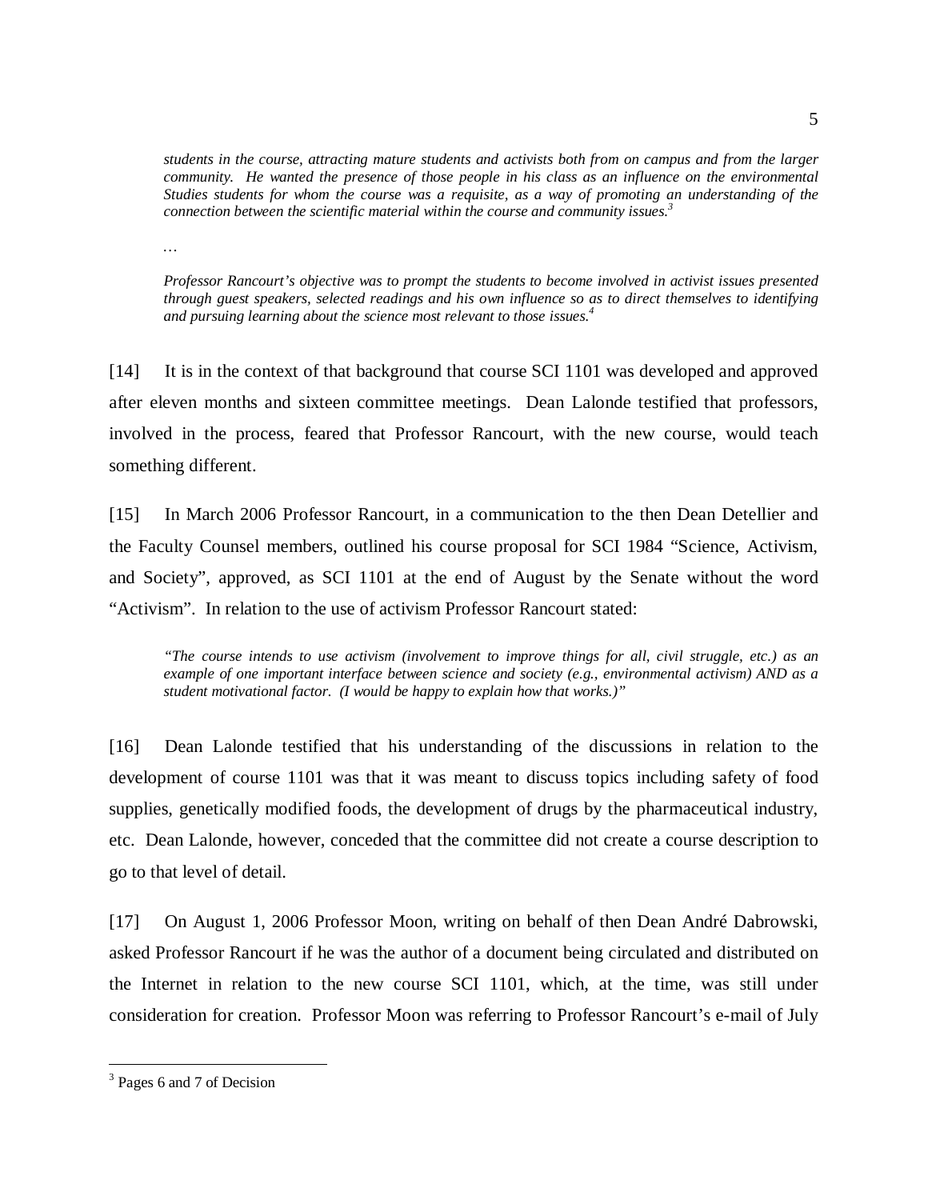*students in the course, attracting mature students and activists both from on campus and from the larger community. He wanted the presence of those people in his class as an influence on the environmental Studies students for whom the course was a requisite, as a way of promoting an understanding of the connection between the scientific material within the course and community issues.*[3]

…

*Professor Rancourt's objective was to prompt the students to become involved in activist issues presented through guest speakers, selected readings and his own influence so as to direct themselves to identifying and pursuing learning about the science most relevant to those issues.*[4]

[14] It is in the context of that background that course SCI 1101 was developed and approved after eleven months and sixteen committee meetings. Dean Lalonde testified that professors, involved in the process, feared that Professor Rancourt, with the new course, would teach something different.

[15] In March 2006 Professor Rancourt, in a communication to the then Dean Detellier and the Faculty Counsel members, outlined his course proposal for SCI 1984 "Science, Activism, and Society", approved, as SCI 1101 at the end of August by the Senate without the word "Activism". In relation to the use of activism Professor Rancourt stated:

> *"The course intends to use activism (involvement to improve things for all, civil struggle, etc.) as an example of one important interface between science and society (e.g., environmental activism) AND as a student motivational factor. (I would be happy to explain how that works.)"*

[16] Dean Lalonde testified that his understanding of the discussions in relation to the development of course 1101 was that it was meant to discuss topics including safety of food supplies, genetically modified foods, the development of drugs by the pharmaceutical industry, etc. Dean Lalonde, however, conceded that the committee did not create a course description to go to that level of detail.

[17] On August 1, 2006 Professor Moon, writing on behalf of then Dean André Dabrowski, asked Professor Rancourt if he was the author of a document being circulated and distributed on the Internet in relation to the new course SCI 1101, which, at the time, was still under consideration for creation. Professor Moon was referring to Professor Rancourt's e-mail of July

---

[3] Pages 6 and 7 of Decision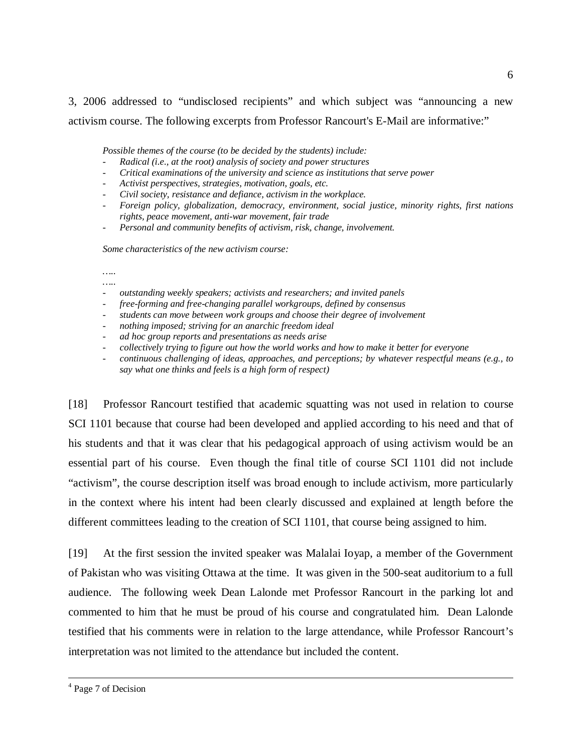3, 2006 addressed to "undisclosed recipients" and which subject was "announcing a new activism course. The following excerpts from Professor Rancourt's E-Mail are informative:"

> *Possible themes of the course (to be decided by the students) include:*
>
> - *Radical (i.e., at the root) analysis of society and power structures*
> - *Critical examinations of the university and science as institutions that serve power*
> - *Activist perspectives, strategies, motivation, goals, etc.*
> - *Civil society, resistance and defiance, activism in the workplace.*
> - *Foreign policy, globalization, democracy, environment, social justice, minority rights, first nations rights, peace movement, anti-war movement, fair trade*
> - *Personal and community benefits of activism, risk, change, involvement.*
>
> *Some characteristics of the new activism course:*
>
> *…..*
>
> *…..*
>
> - *outstanding weekly speakers; activists and researchers; and invited panels*
> - *free-forming and free-changing parallel workgroups, defined by consensus*
> - *students can move between work groups and choose their degree of involvement*
> - *nothing imposed; striving for an anarchic freedom ideal*
> - *ad hoc group reports and presentations as needs arise*
> - *collectively trying to figure out how the world works and how to make it better for everyone*
> - *continuous challenging of ideas, approaches, and perceptions; by whatever respectful means (e.g., to say what one thinks and feels is a high form of respect)*

[18] Professor Rancourt testified that academic squatting was not used in relation to course SCI 1101 because that course had been developed and applied according to his need and that of his students and that it was clear that his pedagogical approach of using activism would be an essential part of his course. Even though the final title of course SCI 1101 did not include "activism", the course description itself was broad enough to include activism, more particularly in the context where his intent had been clearly discussed and explained at length before the different committees leading to the creation of SCI 1101, that course being assigned to him.

[19] At the first session the invited speaker was Malalai Ioyap, a member of the Government of Pakistan who was visiting Ottawa at the time. It was given in the 500-seat auditorium to a full audience. The following week Dean Lalonde met Professor Rancourt in the parking lot and commented to him that he must be proud of his course and congratulated him. Dean Lalonde testified that his comments were in relation to the large attendance, while Professor Rancourt's interpretation was not limited to the attendance but included the content.

---

[4] Page 7 of Decision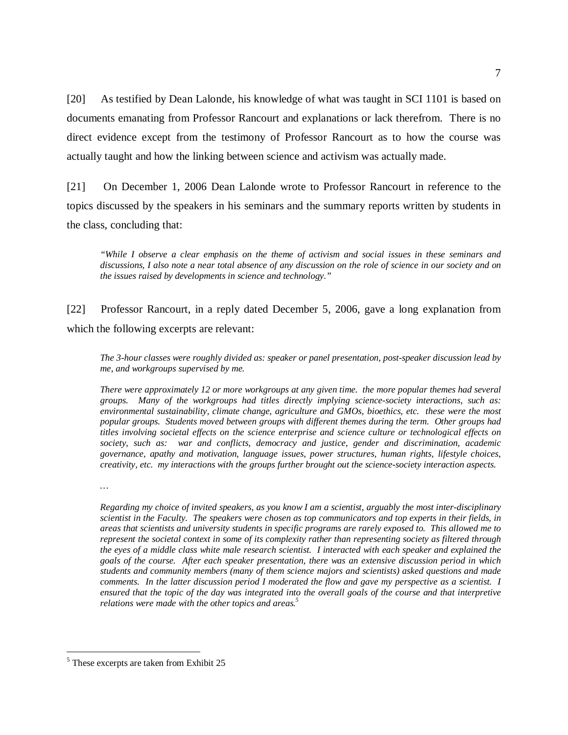[20] As testified by Dean Lalonde, his knowledge of what was taught in SCI 1101 is based on documents emanating from Professor Rancourt and explanations or lack therefrom. There is no direct evidence except from the testimony of Professor Rancourt as to how the course was actually taught and how the linking between science and activism was actually made.

[21] On December 1, 2006 Dean Lalonde wrote to Professor Rancourt in reference to the topics discussed by the speakers in his seminars and the summary reports written by students in the class, concluding that:

> *"While I observe a clear emphasis on the theme of activism and social issues in these seminars and discussions, I also note a near total absence of any discussion on the role of science in our society and on the issues raised by developments in science and technology."*

[22] Professor Rancourt, in a reply dated December 5, 2006, gave a long explanation from which the following excerpts are relevant:

> *The 3-hour classes were roughly divided as: speaker or panel presentation, post-speaker discussion lead by me, and workgroups supervised by me.*
>
> *There were approximately 12 or more workgroups at any given time. the more popular themes had several groups. Many of the workgroups had titles directly implying science-society interactions, such as: environmental sustainability, climate change, agriculture and GMOs, bioethics, etc. these were the most popular groups. Students moved between groups with different themes during the term. Other groups had titles involving societal effects on the science enterprise and science culture or technological effects on society, such as: war and conflicts, democracy and justice, gender and discrimination, academic governance, apathy and motivation, language issues, power structures, human rights, lifestyle choices, creativity, etc. my interactions with the groups further brought out the science-society interaction aspects.*
>
> *…*
>
> *Regarding my choice of invited speakers, as you know I am a scientist, arguably the most inter-disciplinary scientist in the Faculty. The speakers were chosen as top communicators and top experts in their fields, in areas that scientists and university students in specific programs are rarely exposed to. This allowed me to represent the societal context in some of its complexity rather than representing society as filtered through the eyes of a middle class white male research scientist. I interacted with each speaker and explained the goals of the course. After each speaker presentation, there was an extensive discussion period in which students and community members (many of them science majors and scientists) asked questions and made comments. In the latter discussion period I moderated the flow and gave my perspective as a scientist. I ensured that the topic of the day was integrated into the overall goals of the course and that interpretive relations were made with the other topics and areas.*[5]

[5] These excerpts are taken from Exhibit 25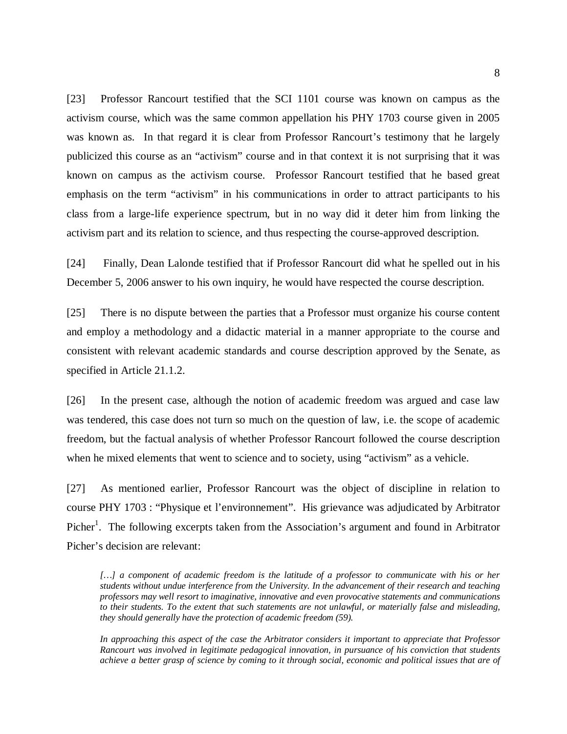[23] Professor Rancourt testified that the SCI 1101 course was known on campus as the activism course, which was the same common appellation his PHY 1703 course given in 2005 was known as. In that regard it is clear from Professor Rancourt's testimony that he largely publicized this course as an "activism" course and in that context it is not surprising that it was known on campus as the activism course. Professor Rancourt testified that he based great emphasis on the term "activism" in his communications in order to attract participants to his class from a large-life experience spectrum, but in no way did it deter him from linking the activism part and its relation to science, and thus respecting the course-approved description.

[24] Finally, Dean Lalonde testified that if Professor Rancourt did what he spelled out in his December 5, 2006 answer to his own inquiry, he would have respected the course description.

[25] There is no dispute between the parties that a Professor must organize his course content and employ a methodology and a didactic material in a manner appropriate to the course and consistent with relevant academic standards and course description approved by the Senate, as specified in Article 21.1.2.

[26] In the present case, although the notion of academic freedom was argued and case law was tendered, this case does not turn so much on the question of law, i.e. the scope of academic freedom, but the factual analysis of whether Professor Rancourt followed the course description when he mixed elements that went to science and to society, using "activism" as a vehicle.

[27] As mentioned earlier, Professor Rancourt was the object of discipline in relation to course PHY 1703 : "Physique et l'environnement". His grievance was adjudicated by Arbitrator Picher[1]. The following excerpts taken from the Association's argument and found in Arbitrator Picher's decision are relevant:

> *[…] a component of academic freedom is the latitude of a professor to communicate with his or her students without undue interference from the University. In the advancement of their research and teaching professors may well resort to imaginative, innovative and even provocative statements and communications to their students. To the extent that such statements are not unlawful, or materially false and misleading, they should generally have the protection of academic freedom (59).*
>
> *In approaching this aspect of the case the Arbitrator considers it important to appreciate that Professor Rancourt was involved in legitimate pedagogical innovation, in pursuance of his conviction that students achieve a better grasp of science by coming to it through social, economic and political issues that are of*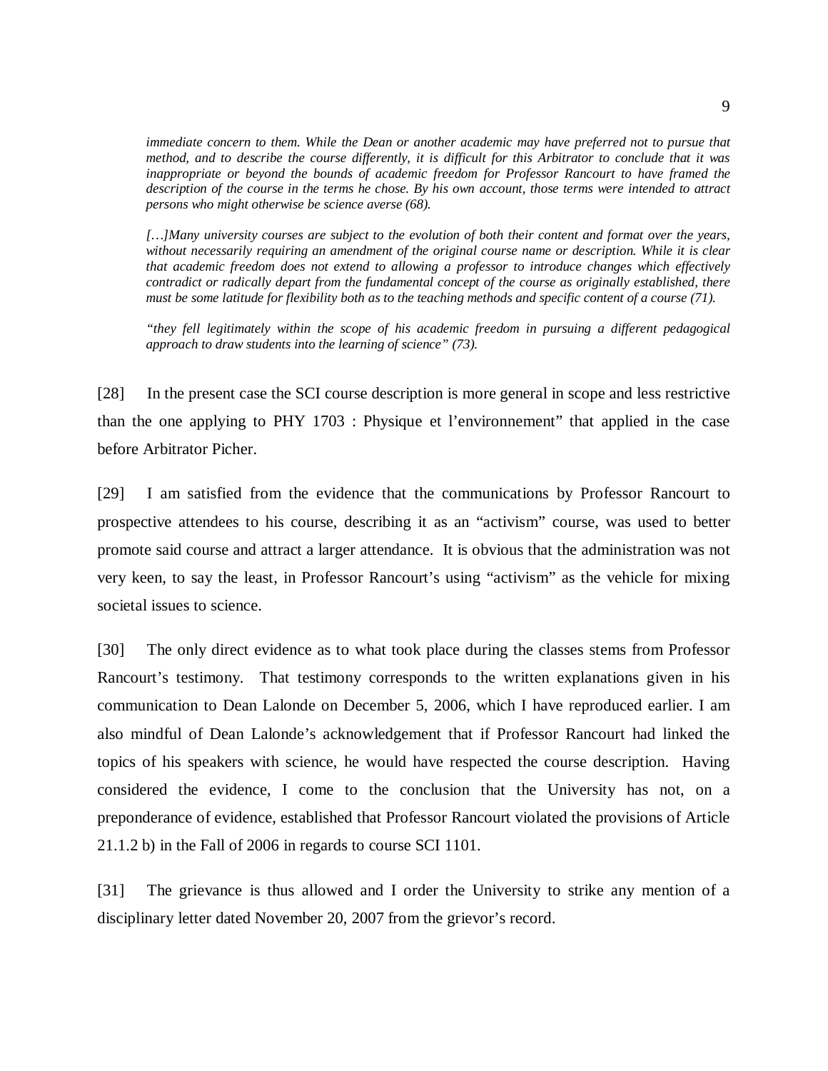> *immediate concern to them. While the Dean or another academic may have preferred not to pursue that method, and to describe the course differently, it is difficult for this Arbitrator to conclude that it was inappropriate or beyond the bounds of academic freedom for Professor Rancourt to have framed the description of the course in the terms he chose. By his own account, those terms were intended to attract persons who might otherwise be science averse (68).*
>
> *[…]Many university courses are subject to the evolution of both their content and format over the years, without necessarily requiring an amendment of the original course name or description. While it is clear that academic freedom does not extend to allowing a professor to introduce changes which effectively contradict or radically depart from the fundamental concept of the course as originally established, there must be some latitude for flexibility both as to the teaching methods and specific content of a course (71).*
>
> *"they fell legitimately within the scope of his academic freedom in pursuing a different pedagogical approach to draw students into the learning of science" (73).*

[28] In the present case the SCI course description is more general in scope and less restrictive than the one applying to PHY 1703 : Physique et l'environnement" that applied in the case before Arbitrator Picher.

[29] I am satisfied from the evidence that the communications by Professor Rancourt to prospective attendees to his course, describing it as an "activism" course, was used to better promote said course and attract a larger attendance. It is obvious that the administration was not very keen, to say the least, in Professor Rancourt's using "activism" as the vehicle for mixing societal issues to science.

[30] The only direct evidence as to what took place during the classes stems from Professor Rancourt's testimony. That testimony corresponds to the written explanations given in his communication to Dean Lalonde on December 5, 2006, which I have reproduced earlier. I am also mindful of Dean Lalonde's acknowledgement that if Professor Rancourt had linked the topics of his speakers with science, he would have respected the course description. Having considered the evidence, I come to the conclusion that the University has not, on a preponderance of evidence, established that Professor Rancourt violated the provisions of Article 21.1.2 b) in the Fall of 2006 in regards to course SCI 1101.

[31] The grievance is thus allowed and I order the University to strike any mention of a disciplinary letter dated November 20, 2007 from the grievor's record.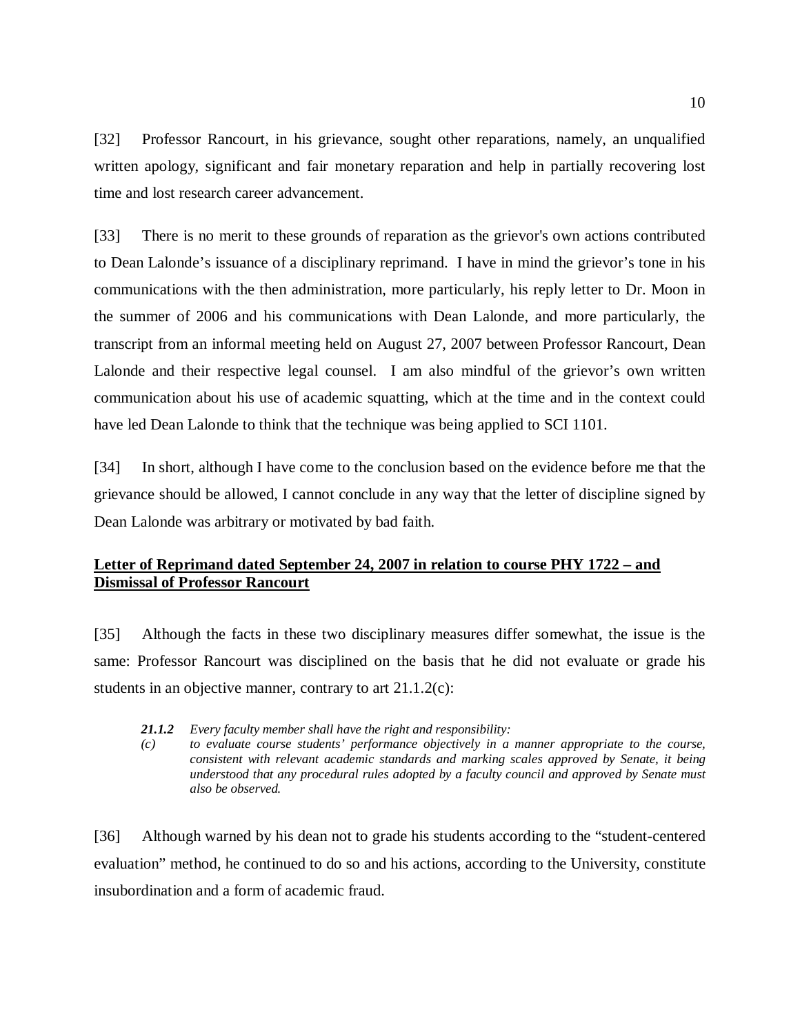[32] Professor Rancourt, in his grievance, sought other reparations, namely, an unqualified written apology, significant and fair monetary reparation and help in partially recovering lost time and lost research career advancement.

[33] There is no merit to these grounds of reparation as the grievor's own actions contributed to Dean Lalonde's issuance of a disciplinary reprimand. I have in mind the grievor's tone in his communications with the then administration, more particularly, his reply letter to Dr. Moon in the summer of 2006 and his communications with Dean Lalonde, and more particularly, the transcript from an informal meeting held on August 27, 2007 between Professor Rancourt, Dean Lalonde and their respective legal counsel. I am also mindful of the grievor's own written communication about his use of academic squatting, which at the time and in the context could have led Dean Lalonde to think that the technique was being applied to SCI 1101.

[34] In short, although I have come to the conclusion based on the evidence before me that the grievance should be allowed, I cannot conclude in any way that the letter of discipline signed by Dean Lalonde was arbitrary or motivated by bad faith.

**Letter of Reprimand dated September 24, 2007 in relation to course PHY 1722 – and Dismissal of Professor Rancourt**

[35] Although the facts in these two disciplinary measures differ somewhat, the issue is the same: Professor Rancourt was disciplined on the basis that he did not evaluate or grade his students in an objective manner, contrary to art 21.1.2(c):

> ***21.1.2*** *Every faculty member shall have the right and responsibility:*
> *(c) to evaluate course students' performance objectively in a manner appropriate to the course, consistent with relevant academic standards and marking scales approved by Senate, it being understood that any procedural rules adopted by a faculty council and approved by Senate must also be observed.*

[36] Although warned by his dean not to grade his students according to the "student-centered evaluation" method, he continued to do so and his actions, according to the University, constitute insubordination and a form of academic fraud.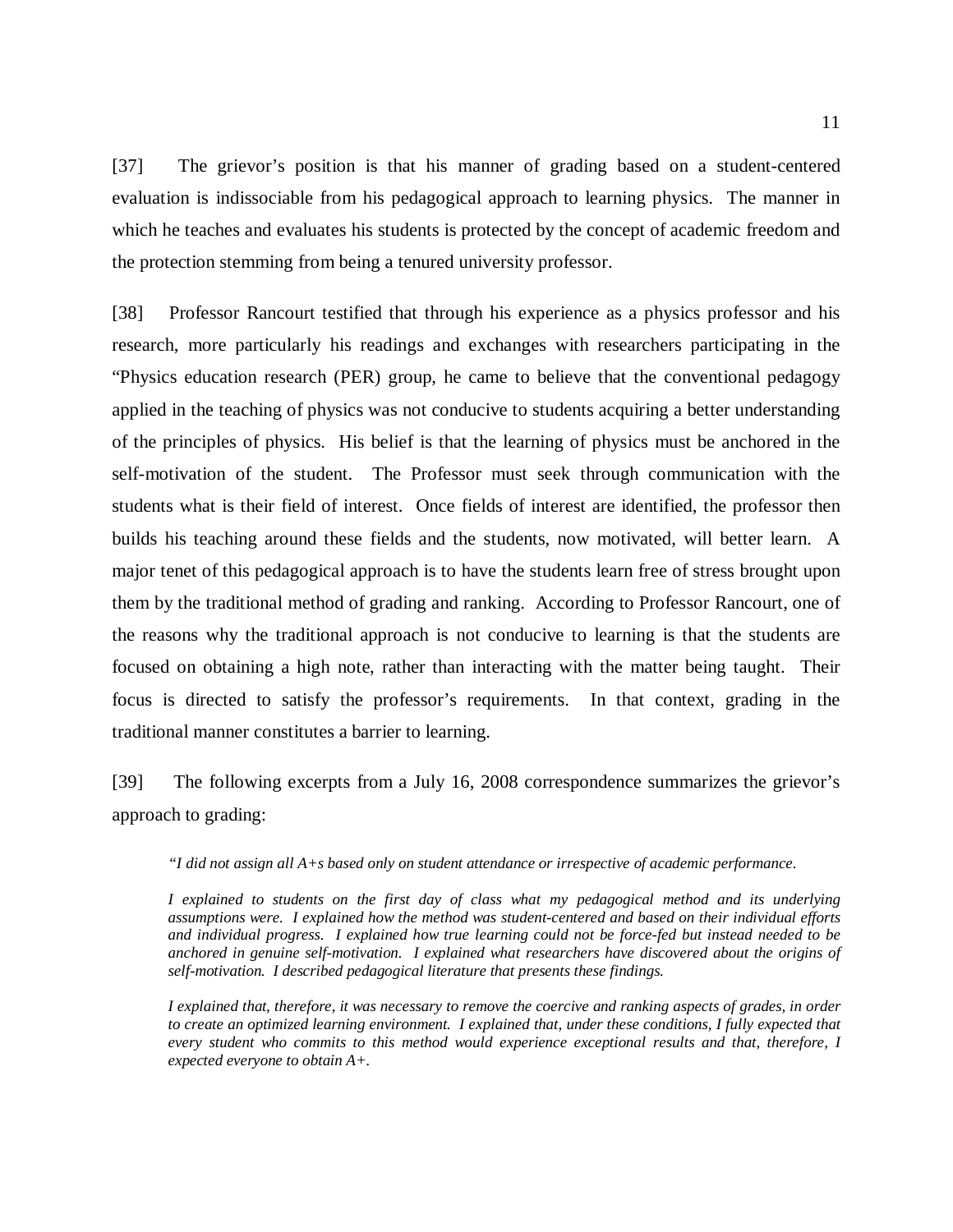[37] The grievor's position is that his manner of grading based on a student-centered evaluation is indissociable from his pedagogical approach to learning physics. The manner in which he teaches and evaluates his students is protected by the concept of academic freedom and the protection stemming from being a tenured university professor.

[38] Professor Rancourt testified that through his experience as a physics professor and his research, more particularly his readings and exchanges with researchers participating in the "Physics education research (PER) group, he came to believe that the conventional pedagogy applied in the teaching of physics was not conducive to students acquiring a better understanding of the principles of physics. His belief is that the learning of physics must be anchored in the self-motivation of the student. The Professor must seek through communication with the students what is their field of interest. Once fields of interest are identified, the professor then builds his teaching around these fields and the students, now motivated, will better learn. A major tenet of this pedagogical approach is to have the students learn free of stress brought upon them by the traditional method of grading and ranking. According to Professor Rancourt, one of the reasons why the traditional approach is not conducive to learning is that the students are focused on obtaining a high note, rather than interacting with the matter being taught. Their focus is directed to satisfy the professor's requirements. In that context, grading in the traditional manner constitutes a barrier to learning.

[39] The following excerpts from a July 16, 2008 correspondence summarizes the grievor's approach to grading:

> *"I did not assign all A+s based only on student attendance or irrespective of academic performance.*
>
> *I explained to students on the first day of class what my pedagogical method and its underlying assumptions were. I explained how the method was student-centered and based on their individual efforts and individual progress. I explained how true learning could not be force-fed but instead needed to be anchored in genuine self-motivation. I explained what researchers have discovered about the origins of self-motivation. I described pedagogical literature that presents these findings.*
>
> *I explained that, therefore, it was necessary to remove the coercive and ranking aspects of grades, in order to create an optimized learning environment. I explained that, under these conditions, I fully expected that every student who commits to this method would experience exceptional results and that, therefore, I expected everyone to obtain A+.*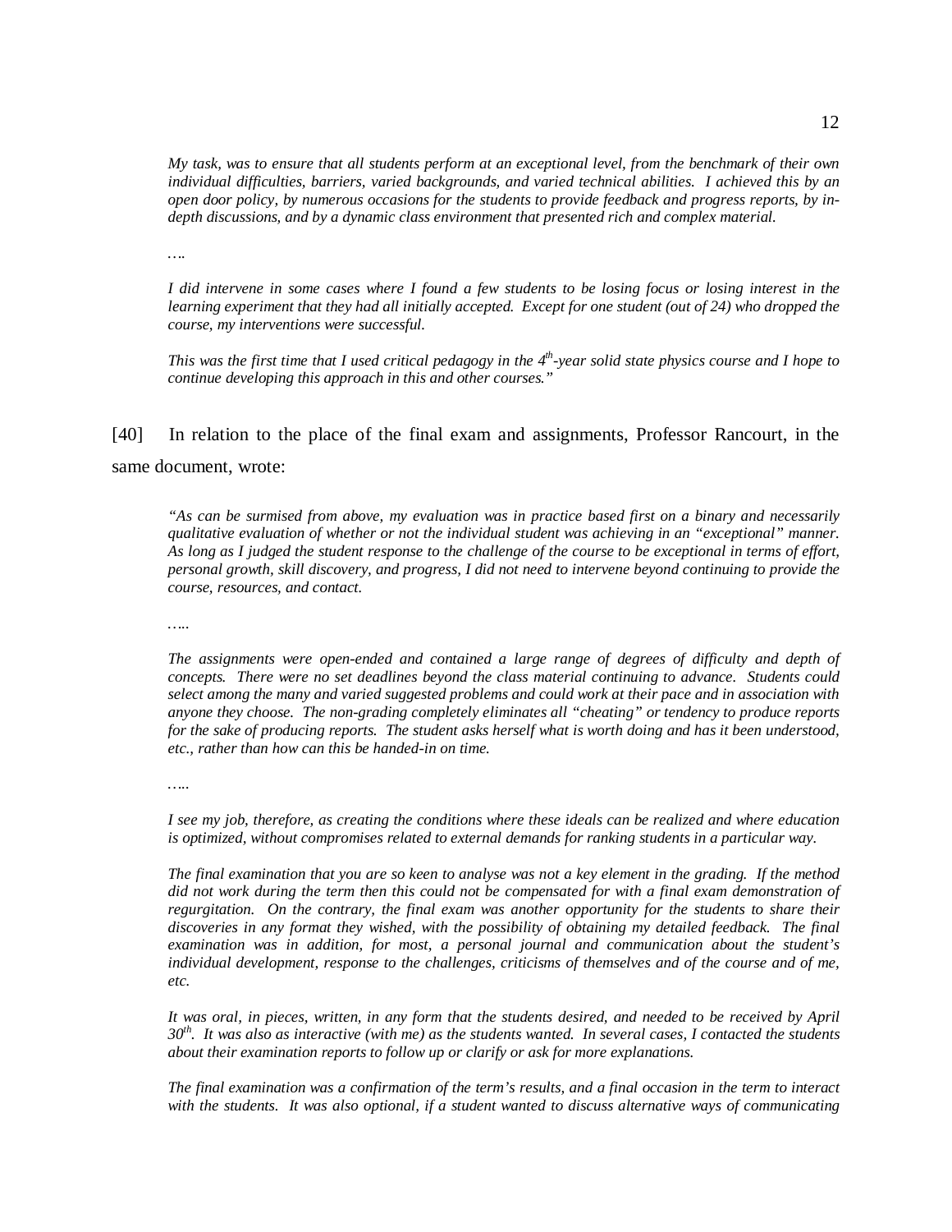> *My task, was to ensure that all students perform at an exceptional level, from the benchmark of their own individual difficulties, barriers, varied backgrounds, and varied technical abilities. I achieved this by an open door policy, by numerous occasions for the students to provide feedback and progress reports, by in-depth discussions, and by a dynamic class environment that presented rich and complex material.*
>
> *….*
>
> *I did intervene in some cases where I found a few students to be losing focus or losing interest in the learning experiment that they had all initially accepted. Except for one student (out of 24) who dropped the course, my interventions were successful.*
>
> *This was the first time that I used critical pedagogy in the 4th-year solid state physics course and I hope to continue developing this approach in this and other courses."*

[40] In relation to the place of the final exam and assignments, Professor Rancourt, in the same document, wrote:

> *"As can be surmised from above, my evaluation was in practice based first on a binary and necessarily qualitative evaluation of whether or not the individual student was achieving in an "exceptional" manner. As long as I judged the student response to the challenge of the course to be exceptional in terms of effort, personal growth, skill discovery, and progress, I did not need to intervene beyond continuing to provide the course, resources, and contact.*
>
> *…..*
>
> *The assignments were open-ended and contained a large range of degrees of difficulty and depth of concepts. There were no set deadlines beyond the class material continuing to advance. Students could select among the many and varied suggested problems and could work at their pace and in association with anyone they choose. The non-grading completely eliminates all "cheating" or tendency to produce reports for the sake of producing reports. The student asks herself what is worth doing and has it been understood, etc., rather than how can this be handed-in on time.*
>
> *…..*
>
> *I see my job, therefore, as creating the conditions where these ideals can be realized and where education is optimized, without compromises related to external demands for ranking students in a particular way.*
>
> *The final examination that you are so keen to analyse was not a key element in the grading. If the method did not work during the term then this could not be compensated for with a final exam demonstration of regurgitation. On the contrary, the final exam was another opportunity for the students to share their discoveries in any format they wished, with the possibility of obtaining my detailed feedback. The final examination was in addition, for most, a personal journal and communication about the student's individual development, response to the challenges, criticisms of themselves and of the course and of me, etc.*
>
> *It was oral, in pieces, written, in any form that the students desired, and needed to be received by April 30th. It was also as interactive (with me) as the students wanted. In several cases, I contacted the students about their examination reports to follow up or clarify or ask for more explanations.*
>
> *The final examination was a confirmation of the term's results, and a final occasion in the term to interact with the students. It was also optional, if a student wanted to discuss alternative ways of communicating*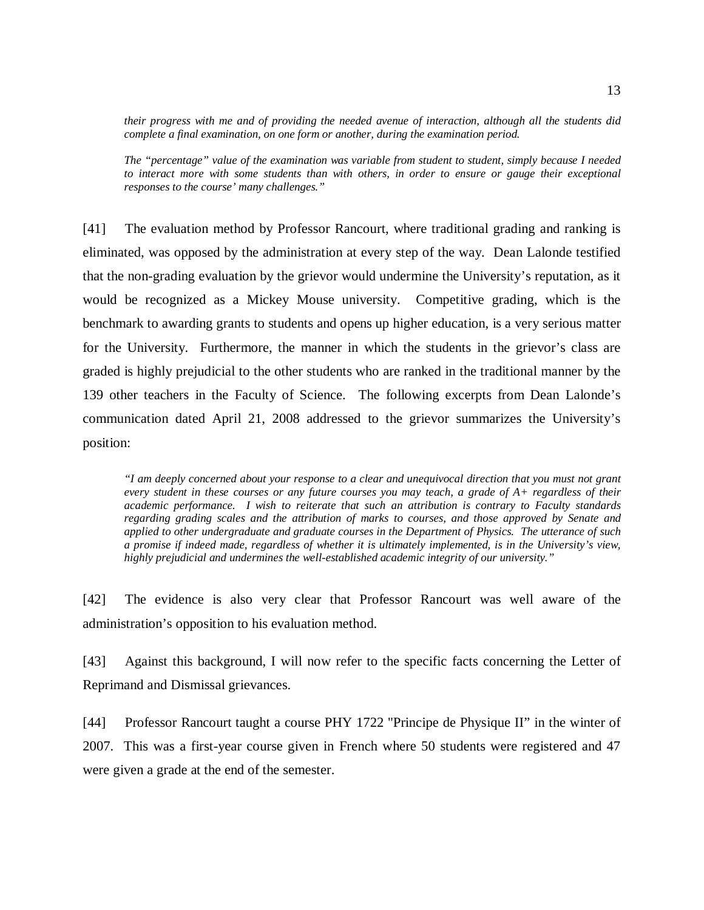*their progress with me and of providing the needed avenue of interaction, although all the students did complete a final examination, on one form or another, during the examination period.*

*The "percentage" value of the examination was variable from student to student, simply because I needed to interact more with some students than with others, in order to ensure or gauge their exceptional responses to the course' many challenges."*

[41] The evaluation method by Professor Rancourt, where traditional grading and ranking is eliminated, was opposed by the administration at every step of the way. Dean Lalonde testified that the non-grading evaluation by the grievor would undermine the University's reputation, as it would be recognized as a Mickey Mouse university. Competitive grading, which is the benchmark to awarding grants to students and opens up higher education, is a very serious matter for the University. Furthermore, the manner in which the students in the grievor's class are graded is highly prejudicial to the other students who are ranked in the traditional manner by the 139 other teachers in the Faculty of Science. The following excerpts from Dean Lalonde's communication dated April 21, 2008 addressed to the grievor summarizes the University's position:

> *"I am deeply concerned about your response to a clear and unequivocal direction that you must not grant every student in these courses or any future courses you may teach, a grade of A+ regardless of their academic performance. I wish to reiterate that such an attribution is contrary to Faculty standards regarding grading scales and the attribution of marks to courses, and those approved by Senate and applied to other undergraduate and graduate courses in the Department of Physics. The utterance of such a promise if indeed made, regardless of whether it is ultimately implemented, is in the University's view, highly prejudicial and undermines the well-established academic integrity of our university."*

[42] The evidence is also very clear that Professor Rancourt was well aware of the administration's opposition to his evaluation method.

[43] Against this background, I will now refer to the specific facts concerning the Letter of Reprimand and Dismissal grievances.

[44] Professor Rancourt taught a course PHY 1722 "Principe de Physique II" in the winter of 2007. This was a first-year course given in French where 50 students were registered and 47 were given a grade at the end of the semester.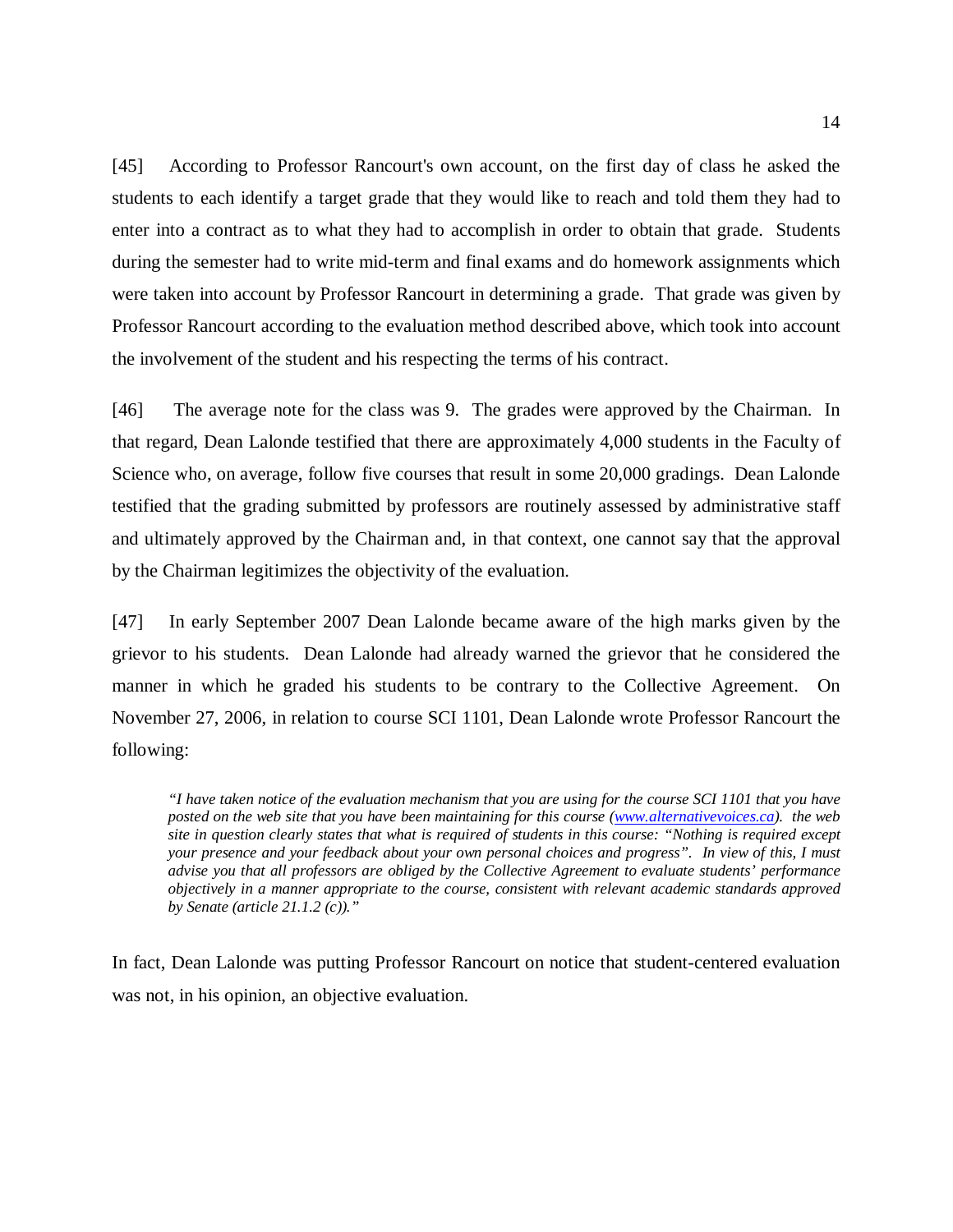[45] According to Professor Rancourt's own account, on the first day of class he asked the students to each identify a target grade that they would like to reach and told them they had to enter into a contract as to what they had to accomplish in order to obtain that grade. Students during the semester had to write mid-term and final exams and do homework assignments which were taken into account by Professor Rancourt in determining a grade. That grade was given by Professor Rancourt according to the evaluation method described above, which took into account the involvement of the student and his respecting the terms of his contract.

[46] The average note for the class was 9. The grades were approved by the Chairman. In that regard, Dean Lalonde testified that there are approximately 4,000 students in the Faculty of Science who, on average, follow five courses that result in some 20,000 gradings. Dean Lalonde testified that the grading submitted by professors are routinely assessed by administrative staff and ultimately approved by the Chairman and, in that context, one cannot say that the approval by the Chairman legitimizes the objectivity of the evaluation.

[47] In early September 2007 Dean Lalonde became aware of the high marks given by the grievor to his students. Dean Lalonde had already warned the grievor that he considered the manner in which he graded his students to be contrary to the Collective Agreement. On November 27, 2006, in relation to course SCI 1101, Dean Lalonde wrote Professor Rancourt the following:

> *"I have taken notice of the evaluation mechanism that you are using for the course SCI 1101 that you have posted on the web site that you have been maintaining for this course ([www.alternativevoices.ca](www.alternativevoices.ca)). the web site in question clearly states that what is required of students in this course: "Nothing is required except your presence and your feedback about your own personal choices and progress". In view of this, I must advise you that all professors are obliged by the Collective Agreement to evaluate students' performance objectively in a manner appropriate to the course, consistent with relevant academic standards approved by Senate (article 21.1.2 (c))."*

In fact, Dean Lalonde was putting Professor Rancourt on notice that student-centered evaluation was not, in his opinion, an objective evaluation.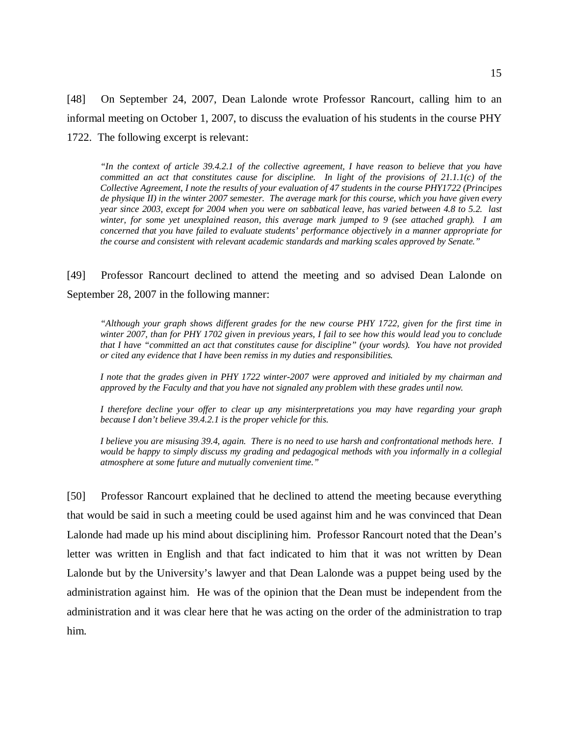[48] On September 24, 2007, Dean Lalonde wrote Professor Rancourt, calling him to an informal meeting on October 1, 2007, to discuss the evaluation of his students in the course PHY 1722. The following excerpt is relevant:

> *"In the context of article 39.4.2.1 of the collective agreement, I have reason to believe that you have committed an act that constitutes cause for discipline. In light of the provisions of 21.1.1(c) of the Collective Agreement, I note the results of your evaluation of 47 students in the course PHY1722 (Principes de physique II) in the winter 2007 semester. The average mark for this course, which you have given every year since 2003, except for 2004 when you were on sabbatical leave, has varied between 4.8 to 5.2. last winter, for some yet unexplained reason, this average mark jumped to 9 (see attached graph). I am concerned that you have failed to evaluate students' performance objectively in a manner appropriate for the course and consistent with relevant academic standards and marking scales approved by Senate."*

[49] Professor Rancourt declined to attend the meeting and so advised Dean Lalonde on September 28, 2007 in the following manner:

> *"Although your graph shows different grades for the new course PHY 1722, given for the first time in winter 2007, than for PHY 1702 given in previous years, I fail to see how this would lead you to conclude that I have "committed an act that constitutes cause for discipline" (your words). You have not provided or cited any evidence that I have been remiss in my duties and responsibilities.*
>
> *I note that the grades given in PHY 1722 winter-2007 were approved and initialed by my chairman and approved by the Faculty and that you have not signaled any problem with these grades until now.*
>
> *I therefore decline your offer to clear up any misinterpretations you may have regarding your graph because I don't believe 39.4.2.1 is the proper vehicle for this.*
>
> *I believe you are misusing 39.4, again. There is no need to use harsh and confrontational methods here. I would be happy to simply discuss my grading and pedagogical methods with you informally in a collegial atmosphere at some future and mutually convenient time."*

[50] Professor Rancourt explained that he declined to attend the meeting because everything that would be said in such a meeting could be used against him and he was convinced that Dean Lalonde had made up his mind about disciplining him. Professor Rancourt noted that the Dean's letter was written in English and that fact indicated to him that it was not written by Dean Lalonde but by the University's lawyer and that Dean Lalonde was a puppet being used by the administration against him. He was of the opinion that the Dean must be independent from the administration and it was clear here that he was acting on the order of the administration to trap him.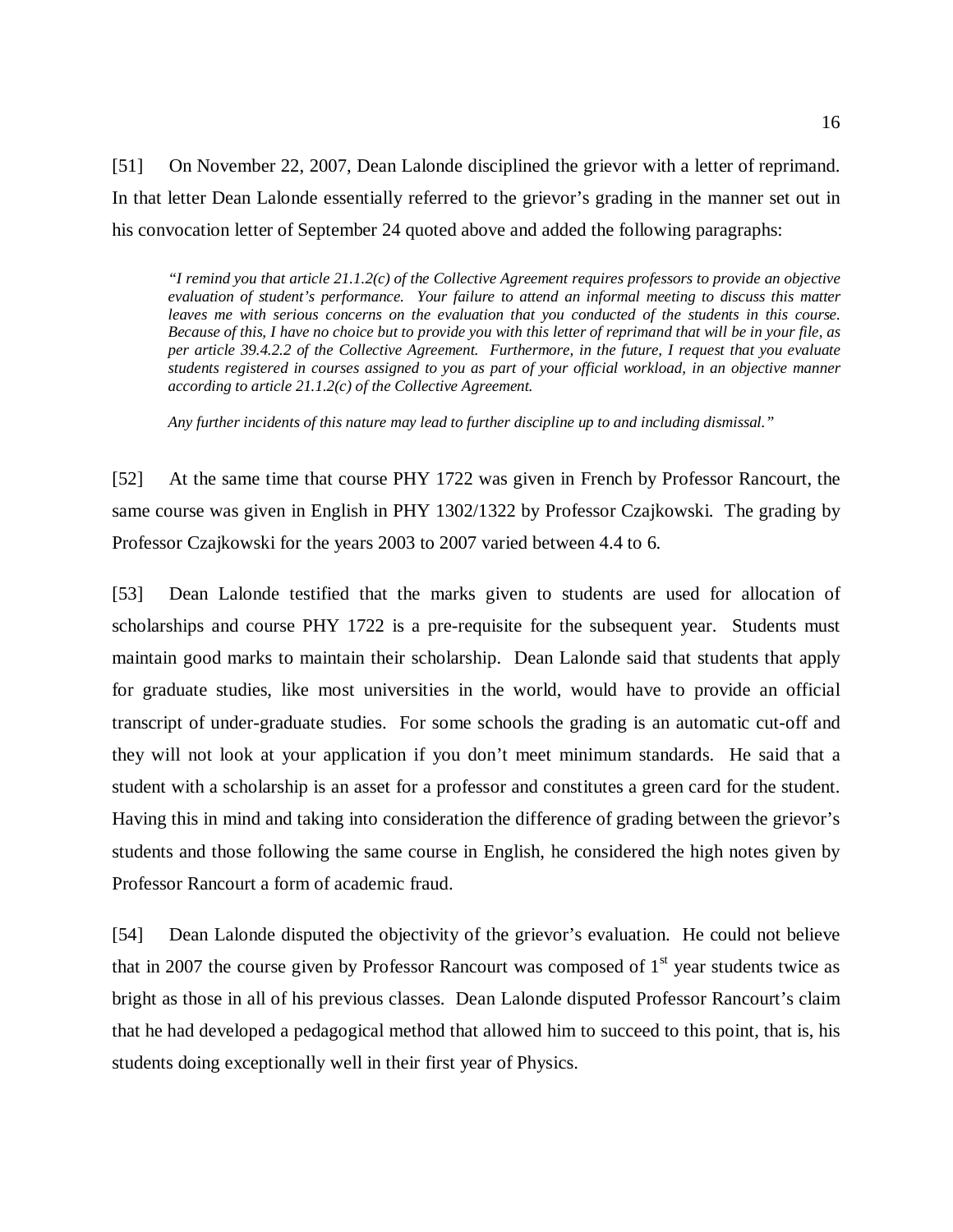[51] On November 22, 2007, Dean Lalonde disciplined the grievor with a letter of reprimand. In that letter Dean Lalonde essentially referred to the grievor's grading in the manner set out in his convocation letter of September 24 quoted above and added the following paragraphs:

> *"I remind you that article 21.1.2(c) of the Collective Agreement requires professors to provide an objective evaluation of student's performance. Your failure to attend an informal meeting to discuss this matter leaves me with serious concerns on the evaluation that you conducted of the students in this course. Because of this, I have no choice but to provide you with this letter of reprimand that will be in your file, as per article 39.4.2.2 of the Collective Agreement. Furthermore, in the future, I request that you evaluate students registered in courses assigned to you as part of your official workload, in an objective manner according to article 21.1.2(c) of the Collective Agreement.*
>
> *Any further incidents of this nature may lead to further discipline up to and including dismissal."*

[52] At the same time that course PHY 1722 was given in French by Professor Rancourt, the same course was given in English in PHY 1302/1322 by Professor Czajkowski. The grading by Professor Czajkowski for the years 2003 to 2007 varied between 4.4 to 6.

[53] Dean Lalonde testified that the marks given to students are used for allocation of scholarships and course PHY 1722 is a pre-requisite for the subsequent year. Students must maintain good marks to maintain their scholarship. Dean Lalonde said that students that apply for graduate studies, like most universities in the world, would have to provide an official transcript of under-graduate studies. For some schools the grading is an automatic cut-off and they will not look at your application if you don't meet minimum standards. He said that a student with a scholarship is an asset for a professor and constitutes a green card for the student. Having this in mind and taking into consideration the difference of grading between the grievor's students and those following the same course in English, he considered the high notes given by Professor Rancourt a form of academic fraud.

[54] Dean Lalonde disputed the objectivity of the grievor's evaluation. He could not believe that in 2007 the course given by Professor Rancourt was composed of 1st year students twice as bright as those in all of his previous classes. Dean Lalonde disputed Professor Rancourt's claim that he had developed a pedagogical method that allowed him to succeed to this point, that is, his students doing exceptionally well in their first year of Physics.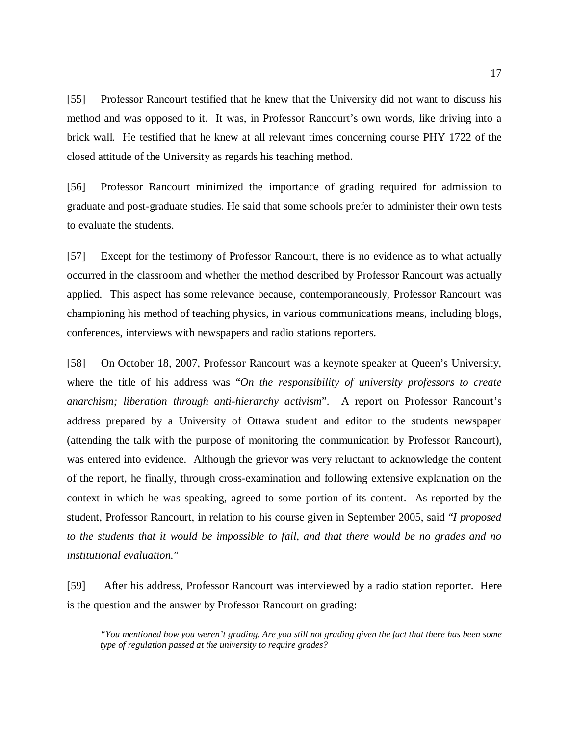[55] Professor Rancourt testified that he knew that the University did not want to discuss his method and was opposed to it. It was, in Professor Rancourt's own words, like driving into a brick wall. He testified that he knew at all relevant times concerning course PHY 1722 of the closed attitude of the University as regards his teaching method.

[56] Professor Rancourt minimized the importance of grading required for admission to graduate and post-graduate studies. He said that some schools prefer to administer their own tests to evaluate the students.

[57] Except for the testimony of Professor Rancourt, there is no evidence as to what actually occurred in the classroom and whether the method described by Professor Rancourt was actually applied. This aspect has some relevance because, contemporaneously, Professor Rancourt was championing his method of teaching physics, in various communications means, including blogs, conferences, interviews with newspapers and radio stations reporters.

[58] On October 18, 2007, Professor Rancourt was a keynote speaker at Queen's University, where the title of his address was "*On the responsibility of university professors to create anarchism; liberation through anti-hierarchy activism*". A report on Professor Rancourt's address prepared by a University of Ottawa student and editor to the students newspaper (attending the talk with the purpose of monitoring the communication by Professor Rancourt), was entered into evidence. Although the grievor was very reluctant to acknowledge the content of the report, he finally, through cross-examination and following extensive explanation on the context in which he was speaking, agreed to some portion of its content. As reported by the student, Professor Rancourt, in relation to his course given in September 2005, said "*I proposed to the students that it would be impossible to fail, and that there would be no grades and no institutional evaluation.*"

[59] After his address, Professor Rancourt was interviewed by a radio station reporter. Here is the question and the answer by Professor Rancourt on grading:

> *"You mentioned how you weren't grading. Are you still not grading given the fact that there has been some type of regulation passed at the university to require grades?*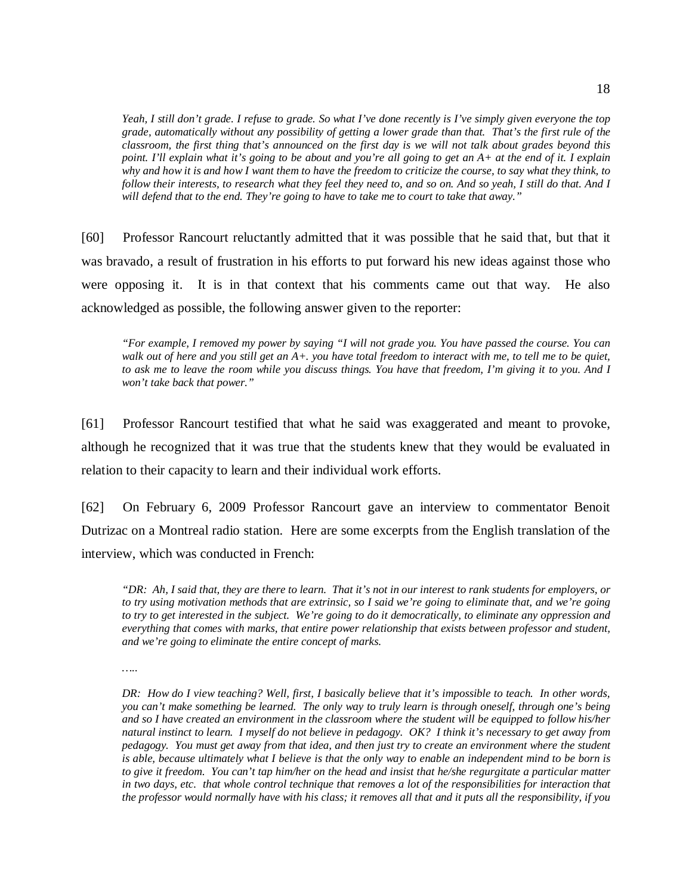*Yeah, I still don't grade. I refuse to grade. So what I've done recently is I've simply given everyone the top grade, automatically without any possibility of getting a lower grade than that. That's the first rule of the classroom, the first thing that's announced on the first day is we will not talk about grades beyond this point. I'll explain what it's going to be about and you're all going to get an A+ at the end of it. I explain why and how it is and how I want them to have the freedom to criticize the course, to say what they think, to follow their interests, to research what they feel they need to, and so on. And so yeah, I still do that. And I will defend that to the end. They're going to have to take me to court to take that away."*

[60] Professor Rancourt reluctantly admitted that it was possible that he said that, but that it was bravado, a result of frustration in his efforts to put forward his new ideas against those who were opposing it. It is in that context that his comments came out that way. He also acknowledged as possible, the following answer given to the reporter:

*"For example, I removed my power by saying "I will not grade you. You have passed the course. You can walk out of here and you still get an A+. you have total freedom to interact with me, to tell me to be quiet, to ask me to leave the room while you discuss things. You have that freedom, I'm giving it to you. And I won't take back that power."*

[61] Professor Rancourt testified that what he said was exaggerated and meant to provoke, although he recognized that it was true that the students knew that they would be evaluated in relation to their capacity to learn and their individual work efforts.

[62] On February 6, 2009 Professor Rancourt gave an interview to commentator Benoit Dutrizac on a Montreal radio station. Here are some excerpts from the English translation of the interview, which was conducted in French:

*"DR: Ah, I said that, they are there to learn. That it's not in our interest to rank students for employers, or to try using motivation methods that are extrinsic, so I said we're going to eliminate that, and we're going to try to get interested in the subject. We're going to do it democratically, to eliminate any oppression and everything that comes with marks, that entire power relationship that exists between professor and student, and we're going to eliminate the entire concept of marks.*

*…..*

*DR: How do I view teaching? Well, first, I basically believe that it's impossible to teach. In other words, you can't make something be learned. The only way to truly learn is through oneself, through one's being and so I have created an environment in the classroom where the student will be equipped to follow his/her natural instinct to learn. I myself do not believe in pedagogy. OK? I think it's necessary to get away from pedagogy. You must get away from that idea, and then just try to create an environment where the student is able, because ultimately what I believe is that the only way to enable an independent mind to be born is to give it freedom. You can't tap him/her on the head and insist that he/she regurgitate a particular matter in two days, etc. that whole control technique that removes a lot of the responsibilities for interaction that the professor would normally have with his class; it removes all that and it puts all the responsibility, if you*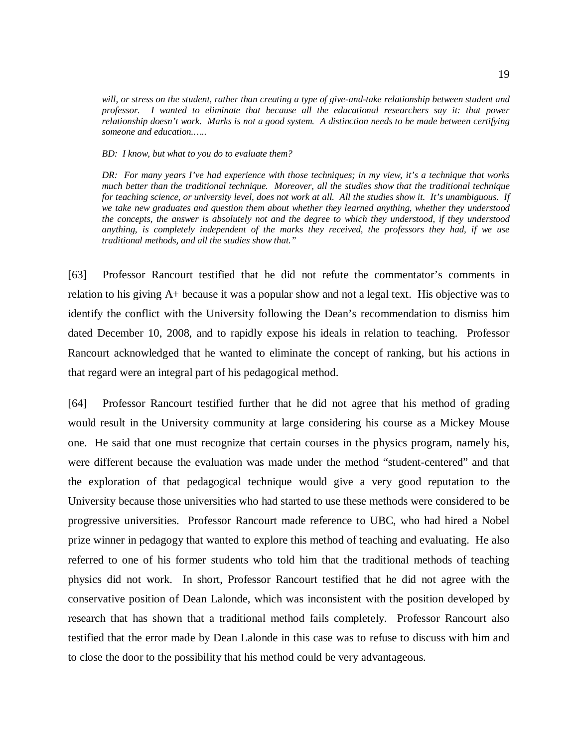> *will, or stress on the student, rather than creating a type of give-and-take relationship between student and professor. I wanted to eliminate that because all the educational researchers say it: that power relationship doesn't work. Marks is not a good system. A distinction needs to be made between certifying someone and education……*
>
> *BD: I know, but what to you do to evaluate them?*
>
> *DR: For many years I've had experience with those techniques; in my view, it's a technique that works much better than the traditional technique. Moreover, all the studies show that the traditional technique for teaching science, or university level, does not work at all. All the studies show it. It's unambiguous. If we take new graduates and question them about whether they learned anything, whether they understood the concepts, the answer is absolutely not and the degree to which they understood, if they understood anything, is completely independent of the marks they received, the professors they had, if we use traditional methods, and all the studies show that."*

[63] Professor Rancourt testified that he did not refute the commentator's comments in relation to his giving A+ because it was a popular show and not a legal text. His objective was to identify the conflict with the University following the Dean's recommendation to dismiss him dated December 10, 2008, and to rapidly expose his ideals in relation to teaching. Professor Rancourt acknowledged that he wanted to eliminate the concept of ranking, but his actions in that regard were an integral part of his pedagogical method.

[64] Professor Rancourt testified further that he did not agree that his method of grading would result in the University community at large considering his course as a Mickey Mouse one. He said that one must recognize that certain courses in the physics program, namely his, were different because the evaluation was made under the method "student-centered" and that the exploration of that pedagogical technique would give a very good reputation to the University because those universities who had started to use these methods were considered to be progressive universities. Professor Rancourt made reference to UBC, who had hired a Nobel prize winner in pedagogy that wanted to explore this method of teaching and evaluating. He also referred to one of his former students who told him that the traditional methods of teaching physics did not work. In short, Professor Rancourt testified that he did not agree with the conservative position of Dean Lalonde, which was inconsistent with the position developed by research that has shown that a traditional method fails completely. Professor Rancourt also testified that the error made by Dean Lalonde in this case was to refuse to discuss with him and to close the door to the possibility that his method could be very advantageous.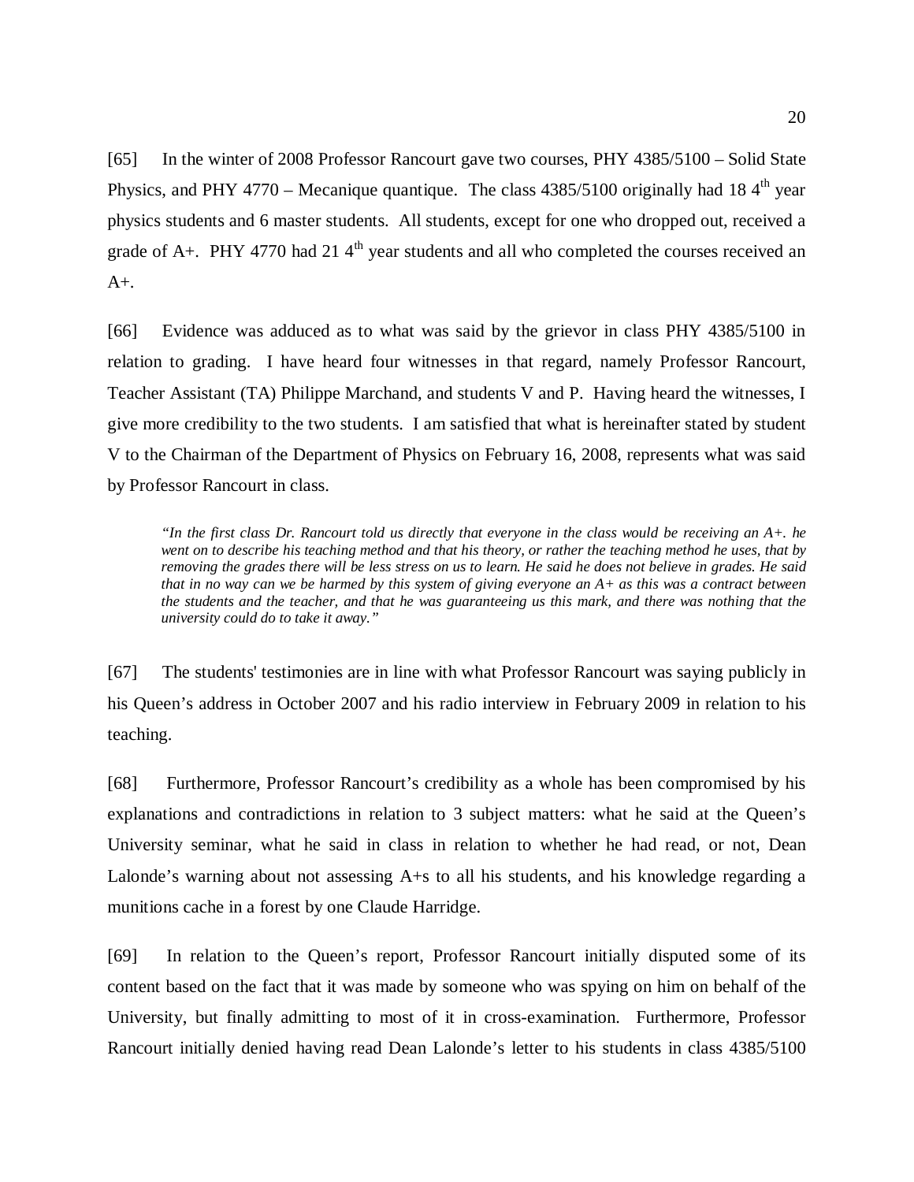[65] In the winter of 2008 Professor Rancourt gave two courses, PHY 4385/5100 – Solid State Physics, and PHY 4770 – Mecanique quantique. The class 4385/5100 originally had 18 4th year physics students and 6 master students. All students, except for one who dropped out, received a grade of A+. PHY 4770 had 21 4th year students and all who completed the courses received an A+.

[66] Evidence was adduced as to what was said by the grievor in class PHY 4385/5100 in relation to grading. I have heard four witnesses in that regard, namely Professor Rancourt, Teacher Assistant (TA) Philippe Marchand, and students V and P. Having heard the witnesses, I give more credibility to the two students. I am satisfied that what is hereinafter stated by student V to the Chairman of the Department of Physics on February 16, 2008, represents what was said by Professor Rancourt in class.

> *"In the first class Dr. Rancourt told us directly that everyone in the class would be receiving an A+. he went on to describe his teaching method and that his theory, or rather the teaching method he uses, that by removing the grades there will be less stress on us to learn. He said he does not believe in grades. He said that in no way can we be harmed by this system of giving everyone an A+ as this was a contract between the students and the teacher, and that he was guaranteeing us this mark, and there was nothing that the university could do to take it away."*

[67] The students' testimonies are in line with what Professor Rancourt was saying publicly in his Queen's address in October 2007 and his radio interview in February 2009 in relation to his teaching.

[68] Furthermore, Professor Rancourt's credibility as a whole has been compromised by his explanations and contradictions in relation to 3 subject matters: what he said at the Queen's University seminar, what he said in class in relation to whether he had read, or not, Dean Lalonde's warning about not assessing A+s to all his students, and his knowledge regarding a munitions cache in a forest by one Claude Harridge.

[69] In relation to the Queen's report, Professor Rancourt initially disputed some of its content based on the fact that it was made by someone who was spying on him on behalf of the University, but finally admitting to most of it in cross-examination. Furthermore, Professor Rancourt initially denied having read Dean Lalonde's letter to his students in class 4385/5100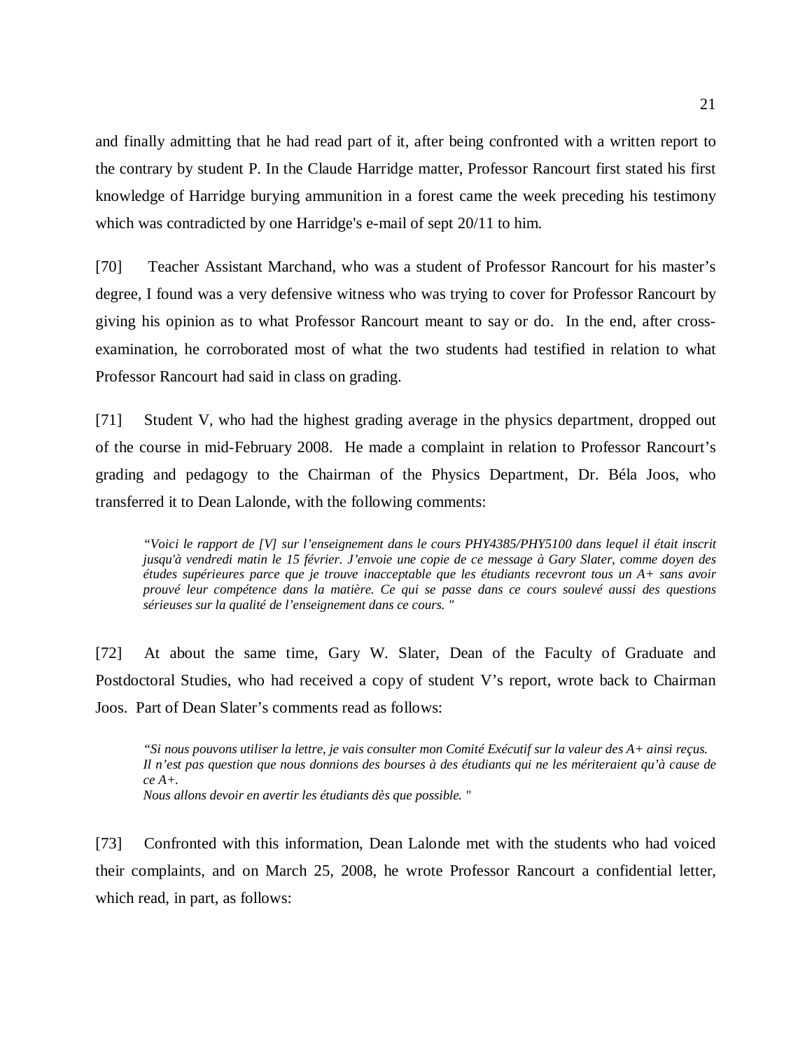and finally admitting that he had read part of it, after being confronted with a written report to the contrary by student P. In the Claude Harridge matter, Professor Rancourt first stated his first knowledge of Harridge burying ammunition in a forest came the week preceding his testimony which was contradicted by one Harridge's e-mail of sept 20/11 to him.

[70] Teacher Assistant Marchand, who was a student of Professor Rancourt for his master's degree, I found was a very defensive witness who was trying to cover for Professor Rancourt by giving his opinion as to what Professor Rancourt meant to say or do. In the end, after cross-examination, he corroborated most of what the two students had testified in relation to what Professor Rancourt had said in class on grading.

[71] Student V, who had the highest grading average in the physics department, dropped out of the course in mid-February 2008. He made a complaint in relation to Professor Rancourt's grading and pedagogy to the Chairman of the Physics Department, Dr. Béla Joos, who transferred it to Dean Lalonde, with the following comments:

> *"Voici le rapport de [V] sur l'enseignement dans le cours PHY4385/PHY5100 dans lequel il était inscrit jusqu'à vendredi matin le 15 février. J'envoie une copie de ce message à Gary Slater, comme doyen des études supérieures parce que je trouve inacceptable que les étudiants recevront tous un A+ sans avoir prouvé leur compétence dans la matière. Ce qui se passe dans ce cours soulevé aussi des questions sérieuses sur la qualité de l'enseignement dans ce cours. "*

[72] At about the same time, Gary W. Slater, Dean of the Faculty of Graduate and Postdoctoral Studies, who had received a copy of student V's report, wrote back to Chairman Joos. Part of Dean Slater's comments read as follows:

> *"Si nous pouvons utiliser la lettre, je vais consulter mon Comité Exécutif sur la valeur des A+ ainsi reçus. Il n'est pas question que nous donnions des bourses à des étudiants qui ne les mériteraient qu'à cause de ce A+.*
> *Nous allons devoir en avertir les étudiants dès que possible. "*

[73] Confronted with this information, Dean Lalonde met with the students who had voiced their complaints, and on March 25, 2008, he wrote Professor Rancourt a confidential letter, which read, in part, as follows: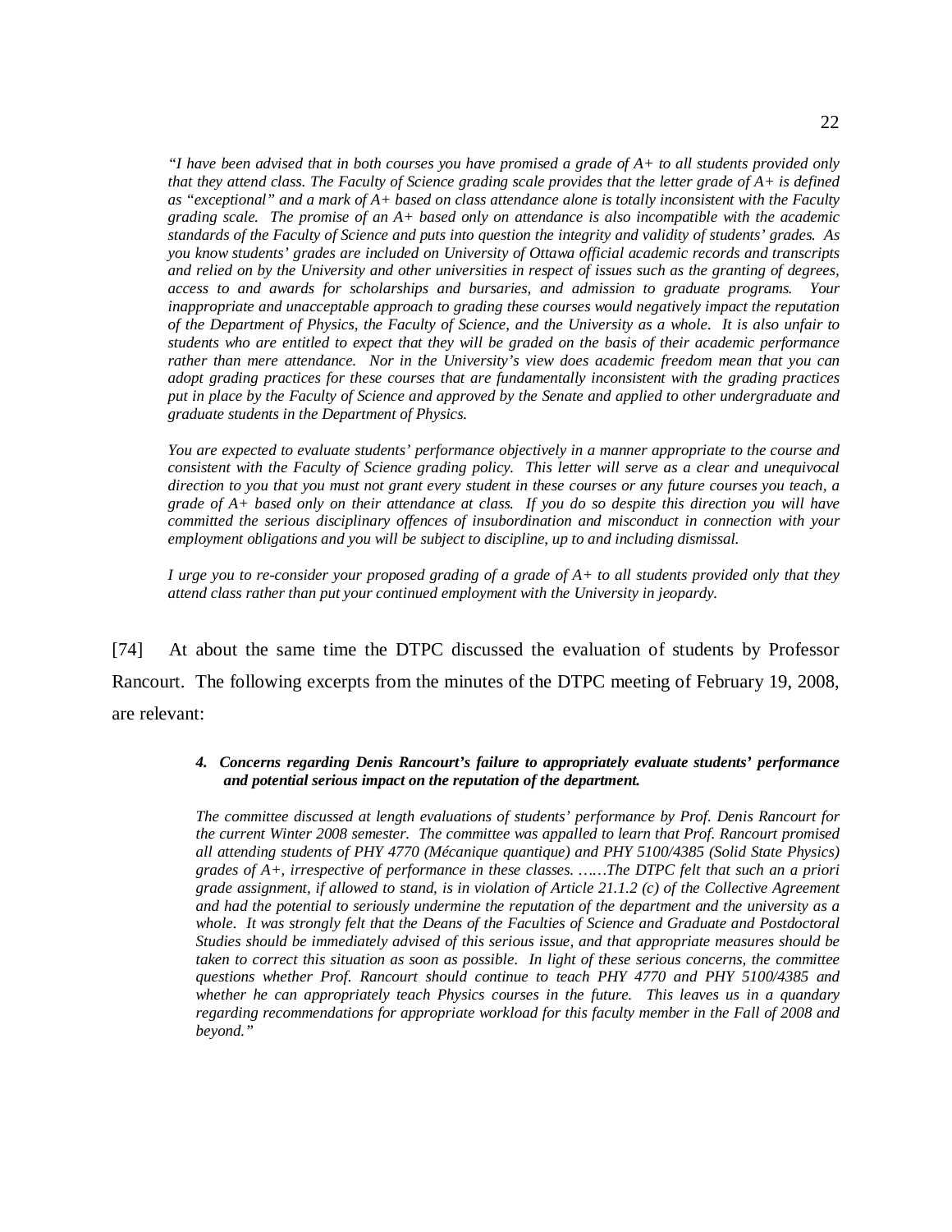> *"I have been advised that in both courses you have promised a grade of A+ to all students provided only that they attend class. The Faculty of Science grading scale provides that the letter grade of A+ is defined as "exceptional" and a mark of A+ based on class attendance alone is totally inconsistent with the Faculty grading scale. The promise of an A+ based only on attendance is also incompatible with the academic standards of the Faculty of Science and puts into question the integrity and validity of students' grades. As you know students' grades are included on University of Ottawa official academic records and transcripts and relied on by the University and other universities in respect of issues such as the granting of degrees, access to and awards for scholarships and bursaries, and admission to graduate programs. Your inappropriate and unacceptable approach to grading these courses would negatively impact the reputation of the Department of Physics, the Faculty of Science, and the University as a whole. It is also unfair to students who are entitled to expect that they will be graded on the basis of their academic performance rather than mere attendance. Nor in the University's view does academic freedom mean that you can adopt grading practices for these courses that are fundamentally inconsistent with the grading practices put in place by the Faculty of Science and approved by the Senate and applied to other undergraduate and graduate students in the Department of Physics.*
>
> *You are expected to evaluate students' performance objectively in a manner appropriate to the course and consistent with the Faculty of Science grading policy. This letter will serve as a clear and unequivocal direction to you that you must not grant every student in these courses or any future courses you teach, a grade of A+ based only on their attendance at class. If you do so despite this direction you will have committed the serious disciplinary offences of insubordination and misconduct in connection with your employment obligations and you will be subject to discipline, up to and including dismissal.*
>
> *I urge you to re-consider your proposed grading of a grade of A+ to all students provided only that they attend class rather than put your continued employment with the University in jeopardy.*

[74] At about the same time the DTPC discussed the evaluation of students by Professor Rancourt. The following excerpts from the minutes of the DTPC meeting of February 19, 2008, are relevant:

> ***4. Concerns regarding Denis Rancourt's failure to appropriately evaluate students' performance and potential serious impact on the reputation of the department.***
>
> *The committee discussed at length evaluations of students' performance by Prof. Denis Rancourt for the current Winter 2008 semester. The committee was appalled to learn that Prof. Rancourt promised all attending students of PHY 4770 (Mécanique quantique) and PHY 5100/4385 (Solid State Physics) grades of A+, irrespective of performance in these classes. ……The DTPC felt that such an a priori grade assignment, if allowed to stand, is in violation of Article 21.1.2 (c) of the Collective Agreement and had the potential to seriously undermine the reputation of the department and the university as a whole. It was strongly felt that the Deans of the Faculties of Science and Graduate and Postdoctoral Studies should be immediately advised of this serious issue, and that appropriate measures should be taken to correct this situation as soon as possible. In light of these serious concerns, the committee questions whether Prof. Rancourt should continue to teach PHY 4770 and PHY 5100/4385 and whether he can appropriately teach Physics courses in the future. This leaves us in a quandary regarding recommendations for appropriate workload for this faculty member in the Fall of 2008 and beyond."*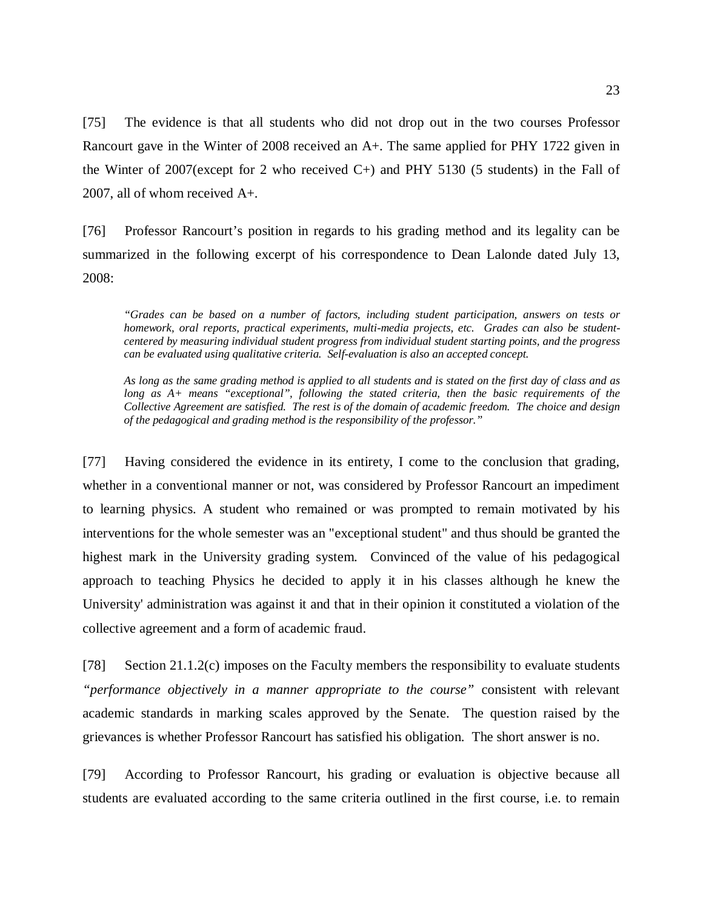[75] The evidence is that all students who did not drop out in the two courses Professor Rancourt gave in the Winter of 2008 received an A+. The same applied for PHY 1722 given in the Winter of 2007(except for 2 who received C+) and PHY 5130 (5 students) in the Fall of 2007, all of whom received A+.

[76] Professor Rancourt's position in regards to his grading method and its legality can be summarized in the following excerpt of his correspondence to Dean Lalonde dated July 13, 2008:

> *"Grades can be based on a number of factors, including student participation, answers on tests or homework, oral reports, practical experiments, multi-media projects, etc. Grades can also be student-centered by measuring individual student progress from individual student starting points, and the progress can be evaluated using qualitative criteria. Self-evaluation is also an accepted concept.*
>
> *As long as the same grading method is applied to all students and is stated on the first day of class and as long as A+ means "exceptional", following the stated criteria, then the basic requirements of the Collective Agreement are satisfied. The rest is of the domain of academic freedom. The choice and design of the pedagogical and grading method is the responsibility of the professor."*

[77] Having considered the evidence in its entirety, I come to the conclusion that grading, whether in a conventional manner or not, was considered by Professor Rancourt an impediment to learning physics. A student who remained or was prompted to remain motivated by his interventions for the whole semester was an "exceptional student" and thus should be granted the highest mark in the University grading system. Convinced of the value of his pedagogical approach to teaching Physics he decided to apply it in his classes although he knew the University' administration was against it and that in their opinion it constituted a violation of the collective agreement and a form of academic fraud.

[78] Section 21.1.2(c) imposes on the Faculty members the responsibility to evaluate students *"performance objectively in a manner appropriate to the course"* consistent with relevant academic standards in marking scales approved by the Senate. The question raised by the grievances is whether Professor Rancourt has satisfied his obligation. The short answer is no.

[79] According to Professor Rancourt, his grading or evaluation is objective because all students are evaluated according to the same criteria outlined in the first course, i.e. to remain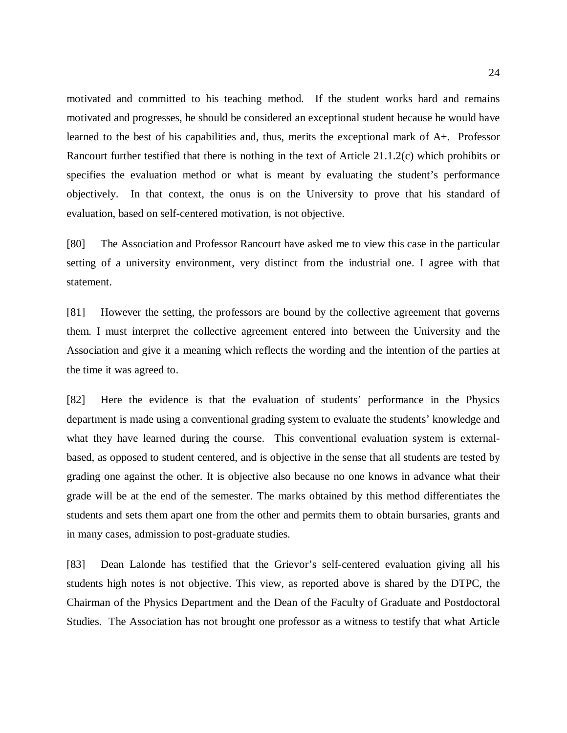motivated and committed to his teaching method. If the student works hard and remains motivated and progresses, he should be considered an exceptional student because he would have learned to the best of his capabilities and, thus, merits the exceptional mark of A+. Professor Rancourt further testified that there is nothing in the text of Article 21.1.2(c) which prohibits or specifies the evaluation method or what is meant by evaluating the student's performance objectively. In that context, the onus is on the University to prove that his standard of evaluation, based on self-centered motivation, is not objective.

[80] The Association and Professor Rancourt have asked me to view this case in the particular setting of a university environment, very distinct from the industrial one. I agree with that statement.

[81] However the setting, the professors are bound by the collective agreement that governs them. I must interpret the collective agreement entered into between the University and the Association and give it a meaning which reflects the wording and the intention of the parties at the time it was agreed to.

[82] Here the evidence is that the evaluation of students' performance in the Physics department is made using a conventional grading system to evaluate the students' knowledge and what they have learned during the course. This conventional evaluation system is external-based, as opposed to student centered, and is objective in the sense that all students are tested by grading one against the other. It is objective also because no one knows in advance what their grade will be at the end of the semester. The marks obtained by this method differentiates the students and sets them apart one from the other and permits them to obtain bursaries, grants and in many cases, admission to post-graduate studies.

[83] Dean Lalonde has testified that the Grievor's self-centered evaluation giving all his students high notes is not objective. This view, as reported above is shared by the DTPC, the Chairman of the Physics Department and the Dean of the Faculty of Graduate and Postdoctoral Studies. The Association has not brought one professor as a witness to testify that what Article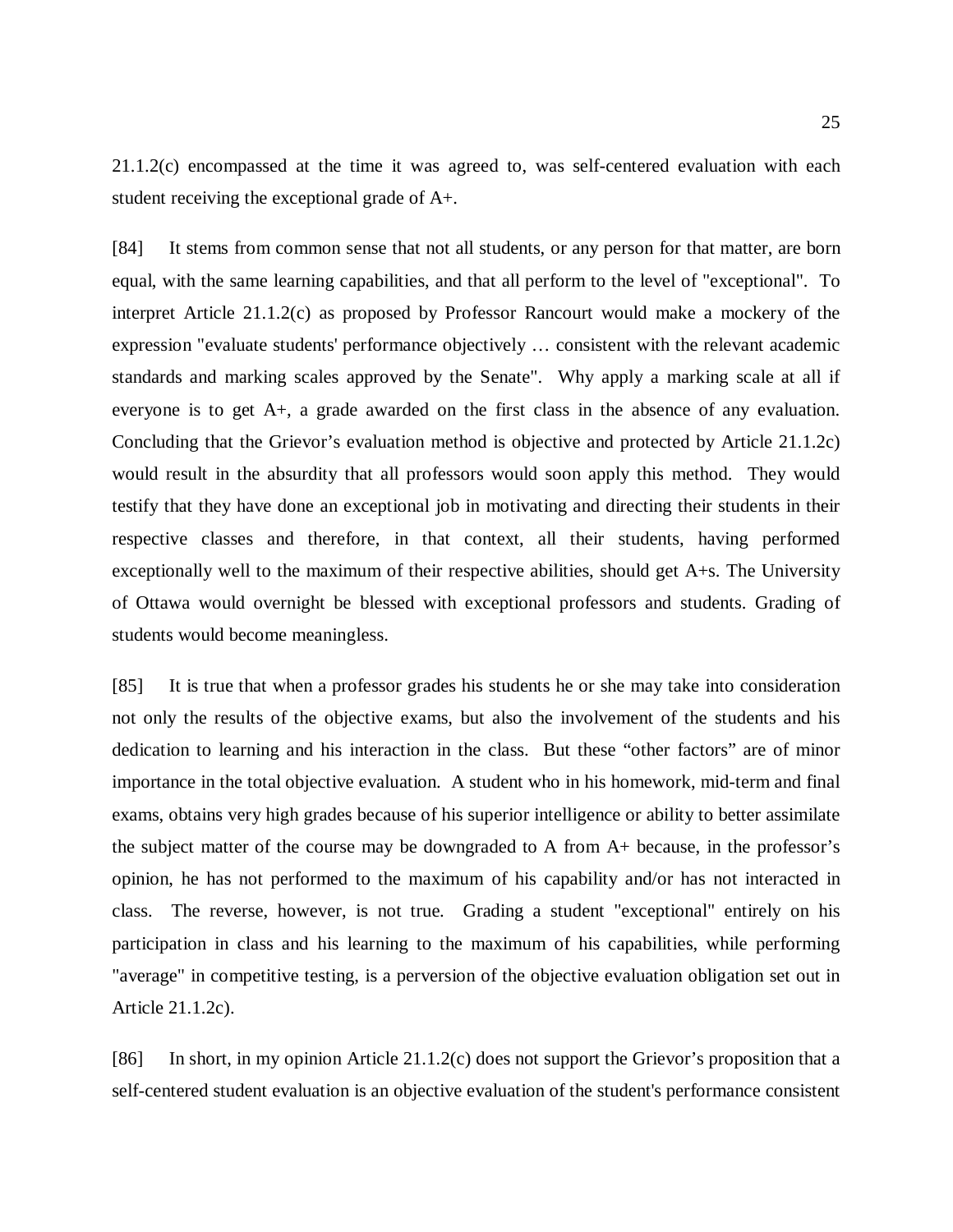21.1.2(c) encompassed at the time it was agreed to, was self-centered evaluation with each student receiving the exceptional grade of A+.

[84] It stems from common sense that not all students, or any person for that matter, are born equal, with the same learning capabilities, and that all perform to the level of "exceptional". To interpret Article 21.1.2(c) as proposed by Professor Rancourt would make a mockery of the expression "evaluate students' performance objectively … consistent with the relevant academic standards and marking scales approved by the Senate". Why apply a marking scale at all if everyone is to get A+, a grade awarded on the first class in the absence of any evaluation. Concluding that the Grievor's evaluation method is objective and protected by Article 21.1.2c) would result in the absurdity that all professors would soon apply this method. They would testify that they have done an exceptional job in motivating and directing their students in their respective classes and therefore, in that context, all their students, having performed exceptionally well to the maximum of their respective abilities, should get A+s. The University of Ottawa would overnight be blessed with exceptional professors and students. Grading of students would become meaningless.

[85] It is true that when a professor grades his students he or she may take into consideration not only the results of the objective exams, but also the involvement of the students and his dedication to learning and his interaction in the class. But these "other factors" are of minor importance in the total objective evaluation. A student who in his homework, mid-term and final exams, obtains very high grades because of his superior intelligence or ability to better assimilate the subject matter of the course may be downgraded to A from A+ because, in the professor's opinion, he has not performed to the maximum of his capability and/or has not interacted in class. The reverse, however, is not true. Grading a student "exceptional" entirely on his participation in class and his learning to the maximum of his capabilities, while performing "average" in competitive testing, is a perversion of the objective evaluation obligation set out in Article 21.1.2c).

[86] In short, in my opinion Article 21.1.2(c) does not support the Grievor's proposition that a self-centered student evaluation is an objective evaluation of the student's performance consistent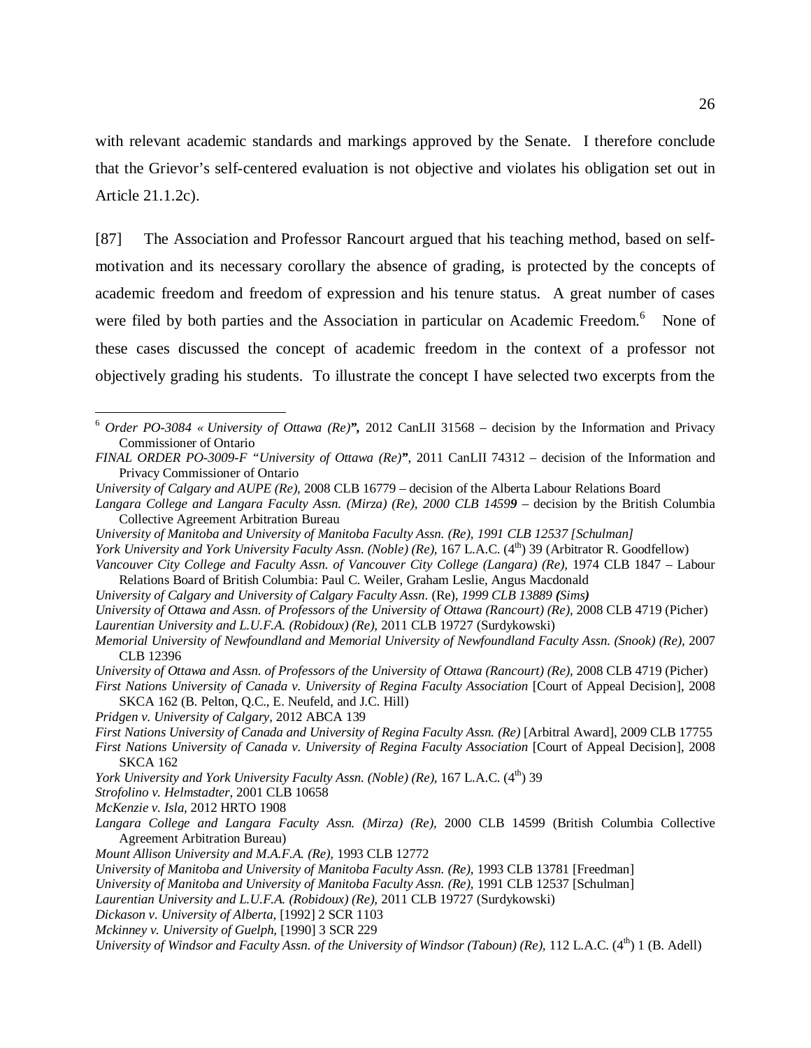with relevant academic standards and markings approved by the Senate. I therefore conclude that the Grievor's self-centered evaluation is not objective and violates his obligation set out in Article 21.1.2c).

[87] The Association and Professor Rancourt argued that his teaching method, based on self-motivation and its necessary corollary the absence of grading, is protected by the concepts of academic freedom and freedom of expression and his tenure status. A great number of cases were filed by both parties and the Association in particular on Academic Freedom.[6] None of these cases discussed the concept of academic freedom in the context of a professor not objectively grading his students. To illustrate the concept I have selected two excerpts from the

---

[6] *Order PO-3084 « University of Ottawa (Re)***",** 2012 CanLII 31568 – decision by the Information and Privacy Commissioner of Ontario

*FINAL ORDER PO-3009-F "University of Ottawa (Re)***"**, 2011 CanLII 74312 – decision of the Information and Privacy Commissioner of Ontario

*University of Calgary and AUPE (Re)*, 2008 CLB 16779 – decision of the Alberta Labour Relations Board

*Langara College and Langara Faculty Assn. (Mirza) (Re), 2000 CLB 1459***9** – decision by the British Columbia Collective Agreement Arbitration Bureau

*University of Manitoba and University of Manitoba Faculty Assn. (Re), 1991 CLB 12537 [Schulman]*

*York University and York University Faculty Assn. (Noble) (Re),* 167 L.A.C. (4th) 39 (Arbitrator R. Goodfellow)

*Vancouver City College and Faculty Assn. of Vancouver City College (Langara) (Re),* 1974 CLB 1847 – Labour Relations Board of British Columbia: Paul C. Weiler, Graham Leslie, Angus Macdonald

*University of Calgary and University of Calgary Faculty Assn.* (Re), *1999 CLB 13889* ***(****Sims****)***

*University of Ottawa and Assn. of Professors of the University of Ottawa (Rancourt) (Re),* 2008 CLB 4719 (Picher)

*Laurentian University and L.U.F.A. (Robidoux) (Re),* 2011 CLB 19727 (Surdykowski)

*Memorial University of Newfoundland and Memorial University of Newfoundland Faculty Assn. (Snook) (Re),* 2007 CLB 12396

*University of Ottawa and Assn. of Professors of the University of Ottawa (Rancourt) (Re),* 2008 CLB 4719 (Picher)

*First Nations University of Canada v. University of Regina Faculty Association* [Court of Appeal Decision], 2008 SKCA 162 (B. Pelton, Q.C., E. Neufeld, and J.C. Hill)

*Pridgen v. University of Calgary,* 2012 ABCA 139

*First Nations University of Canada and University of Regina Faculty Assn. (Re)* [Arbitral Award], 2009 CLB 17755

*First Nations University of Canada v. University of Regina Faculty Association* [Court of Appeal Decision], 2008 SKCA 162

*York University and York University Faculty Assn. (Noble) (Re),* 167 L.A.C. (4th) 39

*Strofolino v. Helmstadter,* 2001 CLB 10658

*McKenzie v. Isla,* 2012 HRTO 1908

*Langara College and Langara Faculty Assn. (Mirza) (Re),* 2000 CLB 14599 (British Columbia Collective Agreement Arbitration Bureau)

*Mount Allison University and M.A.F.A. (Re),* 1993 CLB 12772

*University of Manitoba and University of Manitoba Faculty Assn. (Re),* 1993 CLB 13781 [Freedman]

*University of Manitoba and University of Manitoba Faculty Assn. (Re),* 1991 CLB 12537 [Schulman]

*Laurentian University and L.U.F.A. (Robidoux) (Re),* 2011 CLB 19727 (Surdykowski)

*Dickason v. University of Alberta,* [1992] 2 SCR 1103

*Mckinney v. University of Guelph,* [1990] 3 SCR 229

*University of Windsor and Faculty Assn. of the University of Windsor (Taboun) (Re),* 112 L.A.C. (4th) 1 (B. Adell)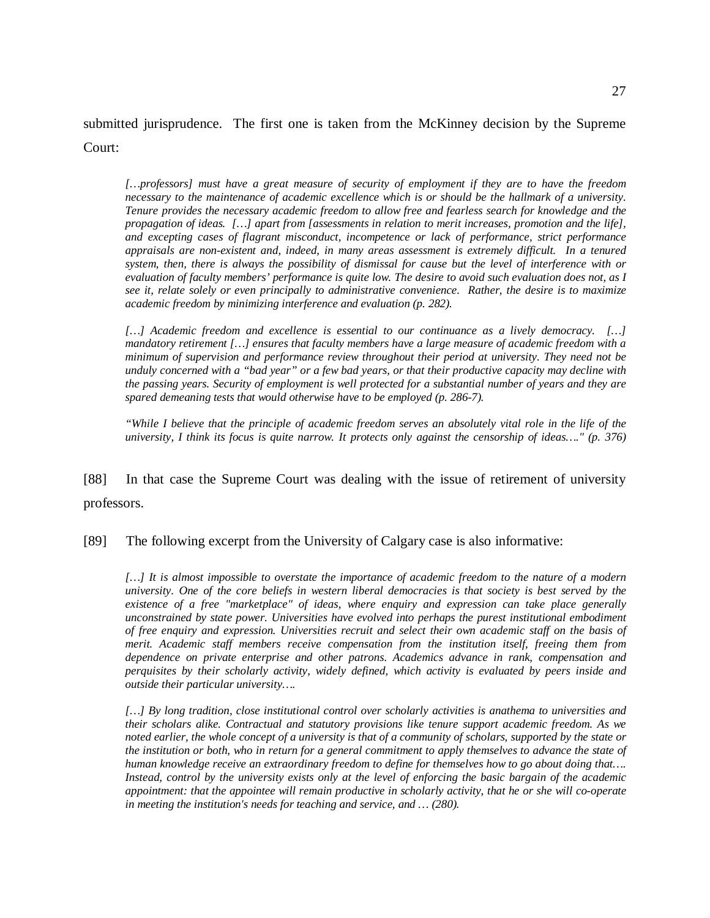submitted jurisprudence. The first one is taken from the McKinney decision by the Supreme Court:

> *[…professors] must have a great measure of security of employment if they are to have the freedom necessary to the maintenance of academic excellence which is or should be the hallmark of a university. Tenure provides the necessary academic freedom to allow free and fearless search for knowledge and the propagation of ideas. […] apart from [assessments in relation to merit increases, promotion and the life], and excepting cases of flagrant misconduct, incompetence or lack of performance, strict performance appraisals are non-existent and, indeed, in many areas assessment is extremely difficult. In a tenured system, then, there is always the possibility of dismissal for cause but the level of interference with or evaluation of faculty members' performance is quite low. The desire to avoid such evaluation does not, as I see it, relate solely or even principally to administrative convenience. Rather, the desire is to maximize academic freedom by minimizing interference and evaluation (p. 282).*
>
> *[…] Academic freedom and excellence is essential to our continuance as a lively democracy. […] mandatory retirement […] ensures that faculty members have a large measure of academic freedom with a minimum of supervision and performance review throughout their period at university. They need not be unduly concerned with a "bad year" or a few bad years, or that their productive capacity may decline with the passing years. Security of employment is well protected for a substantial number of years and they are spared demeaning tests that would otherwise have to be employed (p. 286-7).*
>
> *"While I believe that the principle of academic freedom serves an absolutely vital role in the life of the university, I think its focus is quite narrow. It protects only against the censorship of ideas…." (p. 376)*

[88] In that case the Supreme Court was dealing with the issue of retirement of university professors.

[89] The following excerpt from the University of Calgary case is also informative:

> *[…] It is almost impossible to overstate the importance of academic freedom to the nature of a modern university. One of the core beliefs in western liberal democracies is that society is best served by the existence of a free "marketplace" of ideas, where enquiry and expression can take place generally unconstrained by state power. Universities have evolved into perhaps the purest institutional embodiment of free enquiry and expression. Universities recruit and select their own academic staff on the basis of merit. Academic staff members receive compensation from the institution itself, freeing them from dependence on private enterprise and other patrons. Academics advance in rank, compensation and perquisites by their scholarly activity, widely defined, which activity is evaluated by peers inside and outside their particular university….*
>
> *[…] By long tradition, close institutional control over scholarly activities is anathema to universities and their scholars alike. Contractual and statutory provisions like tenure support academic freedom. As we noted earlier, the whole concept of a university is that of a community of scholars, supported by the state or the institution or both, who in return for a general commitment to apply themselves to advance the state of human knowledge receive an extraordinary freedom to define for themselves how to go about doing that…. Instead, control by the university exists only at the level of enforcing the basic bargain of the academic appointment: that the appointee will remain productive in scholarly activity, that he or she will co-operate in meeting the institution's needs for teaching and service, and … (280).*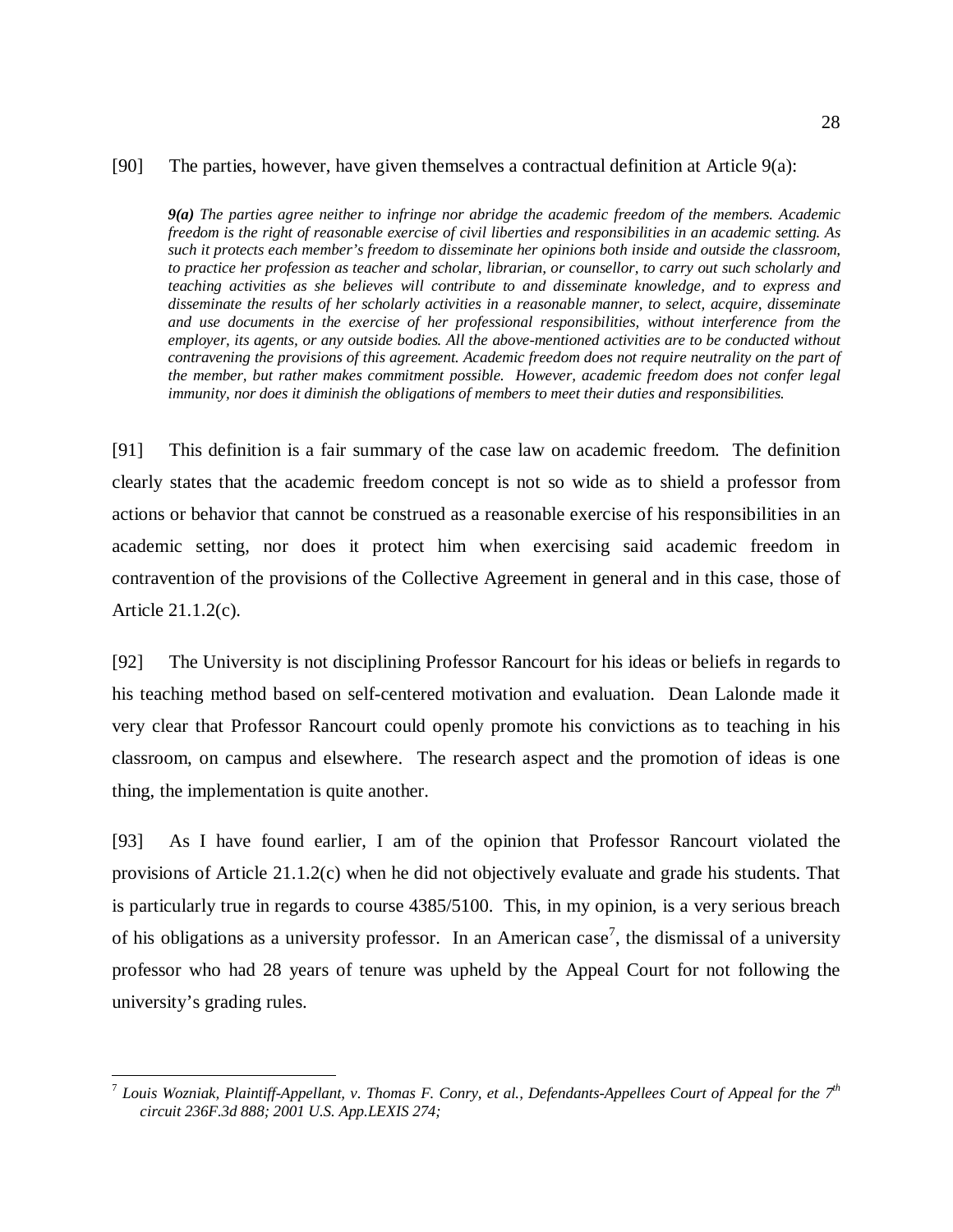[90] The parties, however, have given themselves a contractual definition at Article 9(a):

> ***9(a)*** *The parties agree neither to infringe nor abridge the academic freedom of the members. Academic freedom is the right of reasonable exercise of civil liberties and responsibilities in an academic setting. As such it protects each member's freedom to disseminate her opinions both inside and outside the classroom, to practice her profession as teacher and scholar, librarian, or counsellor, to carry out such scholarly and teaching activities as she believes will contribute to and disseminate knowledge, and to express and disseminate the results of her scholarly activities in a reasonable manner, to select, acquire, disseminate and use documents in the exercise of her professional responsibilities, without interference from the employer, its agents, or any outside bodies. All the above-mentioned activities are to be conducted without contravening the provisions of this agreement. Academic freedom does not require neutrality on the part of the member, but rather makes commitment possible. However, academic freedom does not confer legal immunity, nor does it diminish the obligations of members to meet their duties and responsibilities.*

[91] This definition is a fair summary of the case law on academic freedom. The definition clearly states that the academic freedom concept is not so wide as to shield a professor from actions or behavior that cannot be construed as a reasonable exercise of his responsibilities in an academic setting, nor does it protect him when exercising said academic freedom in contravention of the provisions of the Collective Agreement in general and in this case, those of Article 21.1.2(c).

[92] The University is not disciplining Professor Rancourt for his ideas or beliefs in regards to his teaching method based on self-centered motivation and evaluation. Dean Lalonde made it very clear that Professor Rancourt could openly promote his convictions as to teaching in his classroom, on campus and elsewhere. The research aspect and the promotion of ideas is one thing, the implementation is quite another.

[93] As I have found earlier, I am of the opinion that Professor Rancourt violated the provisions of Article 21.1.2(c) when he did not objectively evaluate and grade his students. That is particularly true in regards to course 4385/5100. This, in my opinion, is a very serious breach of his obligations as a university professor. In an American case[7], the dismissal of a university professor who had 28 years of tenure was upheld by the Appeal Court for not following the university's grading rules.

---

[7] *Louis Wozniak, Plaintiff-Appellant, v. Thomas F. Conry, et al., Defendants-Appellees Court of Appeal for the 7th circuit 236F.3d 888; 2001 U.S. App.LEXIS 274;*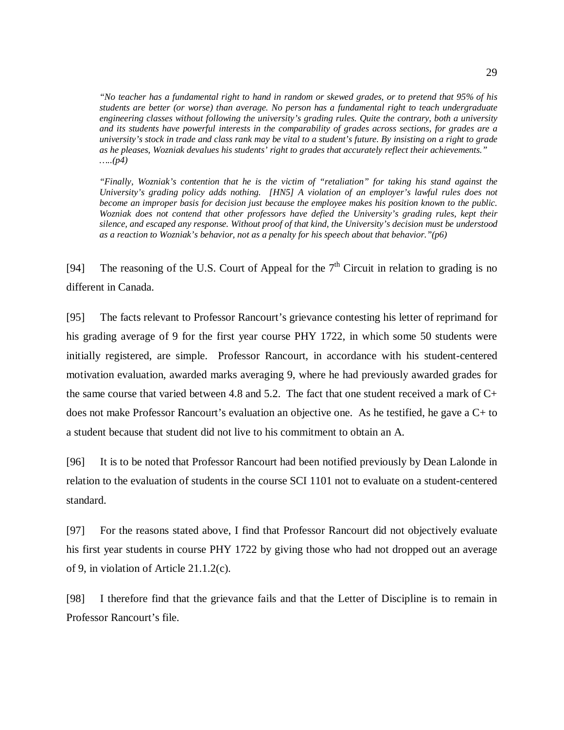> *"No teacher has a fundamental right to hand in random or skewed grades, or to pretend that 95% of his students are better (or worse) than average. No person has a fundamental right to teach undergraduate engineering classes without following the university's grading rules. Quite the contrary, both a university and its students have powerful interests in the comparability of grades across sections, for grades are a university's stock in trade and class rank may be vital to a student's future. By insisting on a right to grade as he pleases, Wozniak devalues his students' right to grades that accurately reflect their achievements." …..(p4)*

> *"Finally, Wozniak's contention that he is the victim of "retaliation" for taking his stand against the University's grading policy adds nothing. [HN5] A violation of an employer's lawful rules does not become an improper basis for decision just because the employee makes his position known to the public. Wozniak does not contend that other professors have defied the University's grading rules, kept their silence, and escaped any response. Without proof of that kind, the University's decision must be understood as a reaction to Wozniak's behavior, not as a penalty for his speech about that behavior."(p6)*

[94] The reasoning of the U.S. Court of Appeal for the 7th Circuit in relation to grading is no different in Canada.

[95] The facts relevant to Professor Rancourt's grievance contesting his letter of reprimand for his grading average of 9 for the first year course PHY 1722, in which some 50 students were initially registered, are simple. Professor Rancourt, in accordance with his student-centered motivation evaluation, awarded marks averaging 9, where he had previously awarded grades for the same course that varied between 4.8 and 5.2. The fact that one student received a mark of C+ does not make Professor Rancourt's evaluation an objective one. As he testified, he gave a C+ to a student because that student did not live to his commitment to obtain an A.

[96] It is to be noted that Professor Rancourt had been notified previously by Dean Lalonde in relation to the evaluation of students in the course SCI 1101 not to evaluate on a student-centered standard.

[97] For the reasons stated above, I find that Professor Rancourt did not objectively evaluate his first year students in course PHY 1722 by giving those who had not dropped out an average of 9, in violation of Article 21.1.2(c).

[98] I therefore find that the grievance fails and that the Letter of Discipline is to remain in Professor Rancourt's file.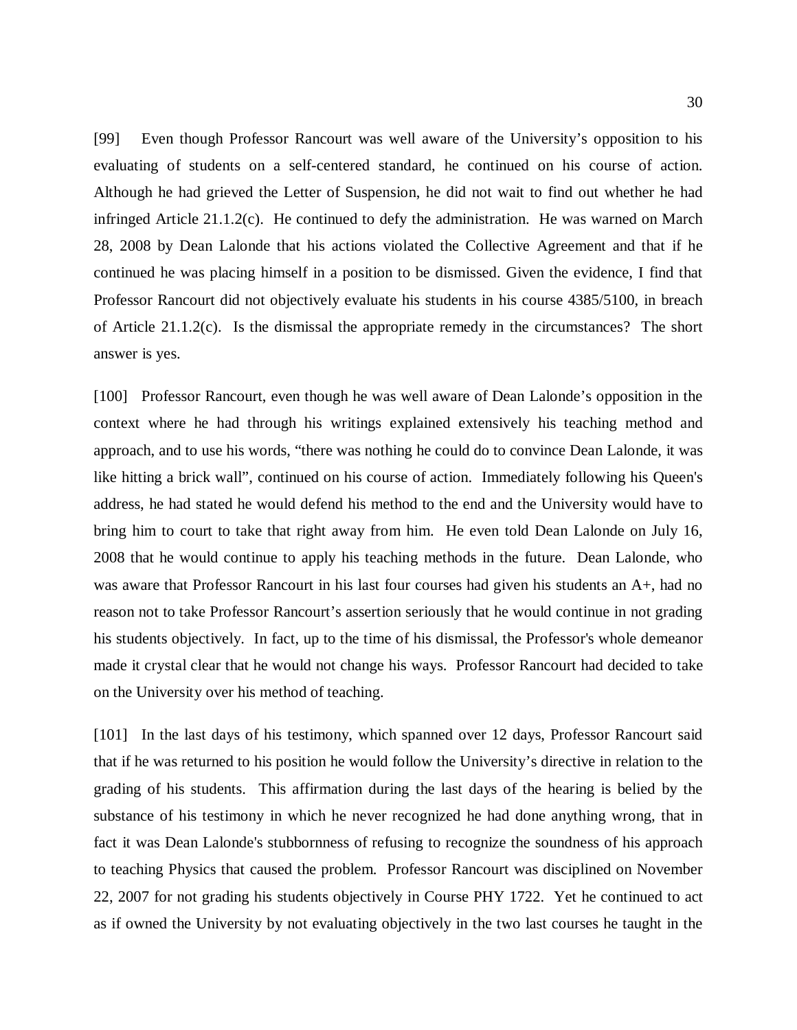[99] Even though Professor Rancourt was well aware of the University's opposition to his evaluating of students on a self-centered standard, he continued on his course of action. Although he had grieved the Letter of Suspension, he did not wait to find out whether he had infringed Article 21.1.2(c). He continued to defy the administration. He was warned on March 28, 2008 by Dean Lalonde that his actions violated the Collective Agreement and that if he continued he was placing himself in a position to be dismissed. Given the evidence, I find that Professor Rancourt did not objectively evaluate his students in his course 4385/5100, in breach of Article 21.1.2(c). Is the dismissal the appropriate remedy in the circumstances? The short answer is yes.

[100] Professor Rancourt, even though he was well aware of Dean Lalonde's opposition in the context where he had through his writings explained extensively his teaching method and approach, and to use his words, "there was nothing he could do to convince Dean Lalonde, it was like hitting a brick wall", continued on his course of action. Immediately following his Queen's address, he had stated he would defend his method to the end and the University would have to bring him to court to take that right away from him. He even told Dean Lalonde on July 16, 2008 that he would continue to apply his teaching methods in the future. Dean Lalonde, who was aware that Professor Rancourt in his last four courses had given his students an A+, had no reason not to take Professor Rancourt's assertion seriously that he would continue in not grading his students objectively. In fact, up to the time of his dismissal, the Professor's whole demeanor made it crystal clear that he would not change his ways. Professor Rancourt had decided to take on the University over his method of teaching.

[101] In the last days of his testimony, which spanned over 12 days, Professor Rancourt said that if he was returned to his position he would follow the University's directive in relation to the grading of his students. This affirmation during the last days of the hearing is belied by the substance of his testimony in which he never recognized he had done anything wrong, that in fact it was Dean Lalonde's stubbornness of refusing to recognize the soundness of his approach to teaching Physics that caused the problem. Professor Rancourt was disciplined on November 22, 2007 for not grading his students objectively in Course PHY 1722. Yet he continued to act as if owned the University by not evaluating objectively in the two last courses he taught in the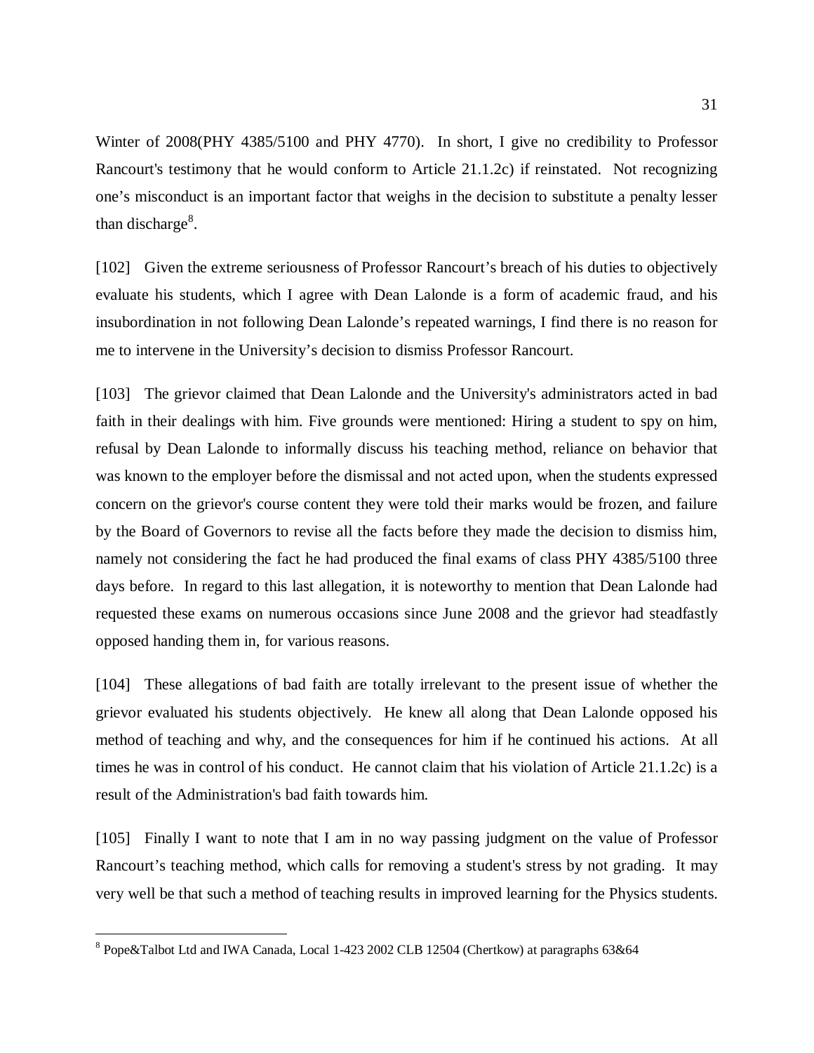Winter of 2008(PHY 4385/5100 and PHY 4770). In short, I give no credibility to Professor Rancourt's testimony that he would conform to Article 21.1.2c) if reinstated. Not recognizing one's misconduct is an important factor that weighs in the decision to substitute a penalty lesser than discharge[8].

[102] Given the extreme seriousness of Professor Rancourt's breach of his duties to objectively evaluate his students, which I agree with Dean Lalonde is a form of academic fraud, and his insubordination in not following Dean Lalonde's repeated warnings, I find there is no reason for me to intervene in the University's decision to dismiss Professor Rancourt.

[103] The grievor claimed that Dean Lalonde and the University's administrators acted in bad faith in their dealings with him. Five grounds were mentioned: Hiring a student to spy on him, refusal by Dean Lalonde to informally discuss his teaching method, reliance on behavior that was known to the employer before the dismissal and not acted upon, when the students expressed concern on the grievor's course content they were told their marks would be frozen, and failure by the Board of Governors to revise all the facts before they made the decision to dismiss him, namely not considering the fact he had produced the final exams of class PHY 4385/5100 three days before. In regard to this last allegation, it is noteworthy to mention that Dean Lalonde had requested these exams on numerous occasions since June 2008 and the grievor had steadfastly opposed handing them in, for various reasons.

[104] These allegations of bad faith are totally irrelevant to the present issue of whether the grievor evaluated his students objectively. He knew all along that Dean Lalonde opposed his method of teaching and why, and the consequences for him if he continued his actions. At all times he was in control of his conduct. He cannot claim that his violation of Article 21.1.2c) is a result of the Administration's bad faith towards him.

[105] Finally I want to note that I am in no way passing judgment on the value of Professor Rancourt's teaching method, which calls for removing a student's stress by not grading. It may very well be that such a method of teaching results in improved learning for the Physics students.

---

[8] Pope&Talbot Ltd and IWA Canada, Local 1-423 2002 CLB 12504 (Chertkow) at paragraphs 63&64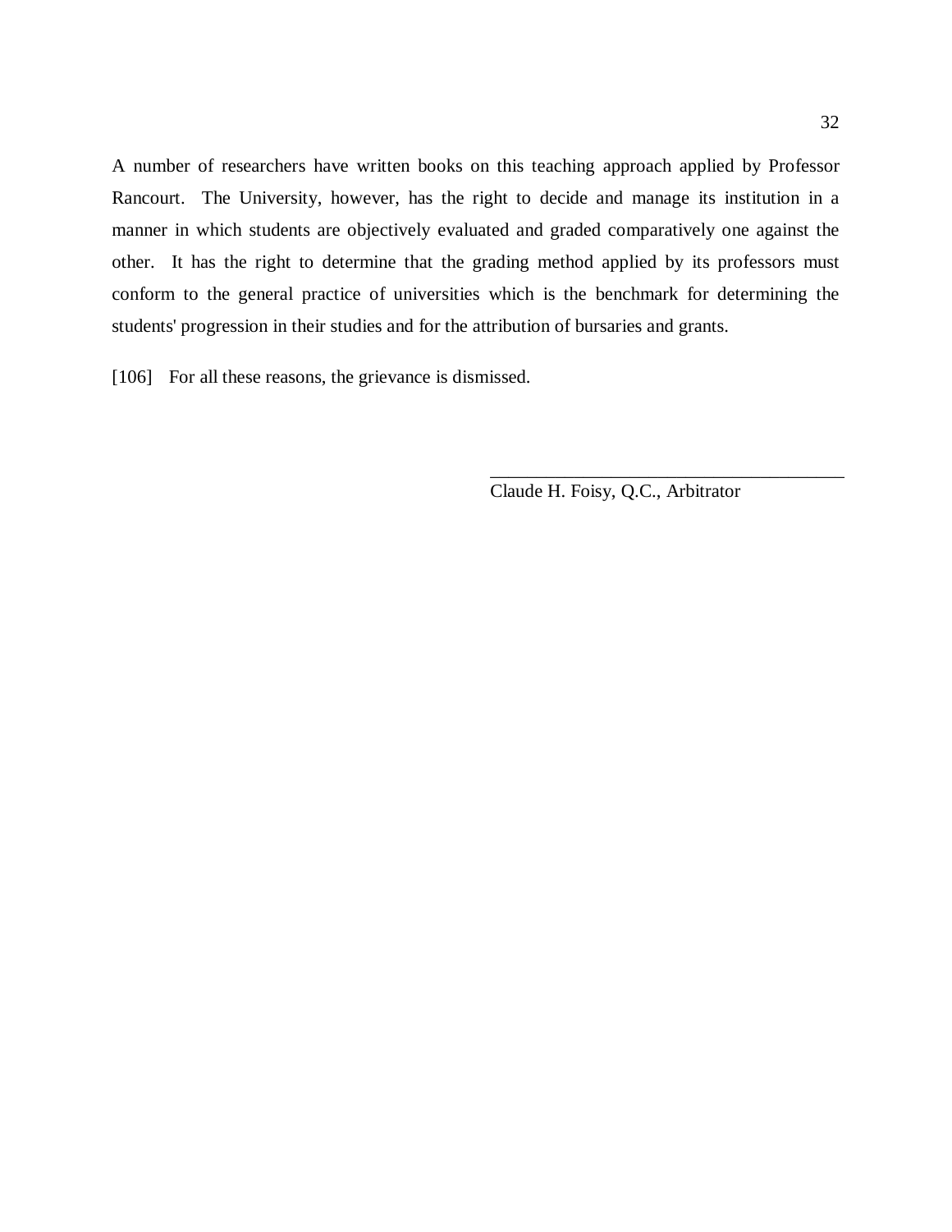A number of researchers have written books on this teaching approach applied by Professor Rancourt. The University, however, has the right to decide and manage its institution in a manner in which students are objectively evaluated and graded comparatively one against the other. It has the right to determine that the grading method applied by its professors must conform to the general practice of universities which is the benchmark for determining the students' progression in their studies and for the attribution of bursaries and grants.

[106] For all these reasons, the grievance is dismissed.

Claude H. Foisy, Q.C., Arbitrator